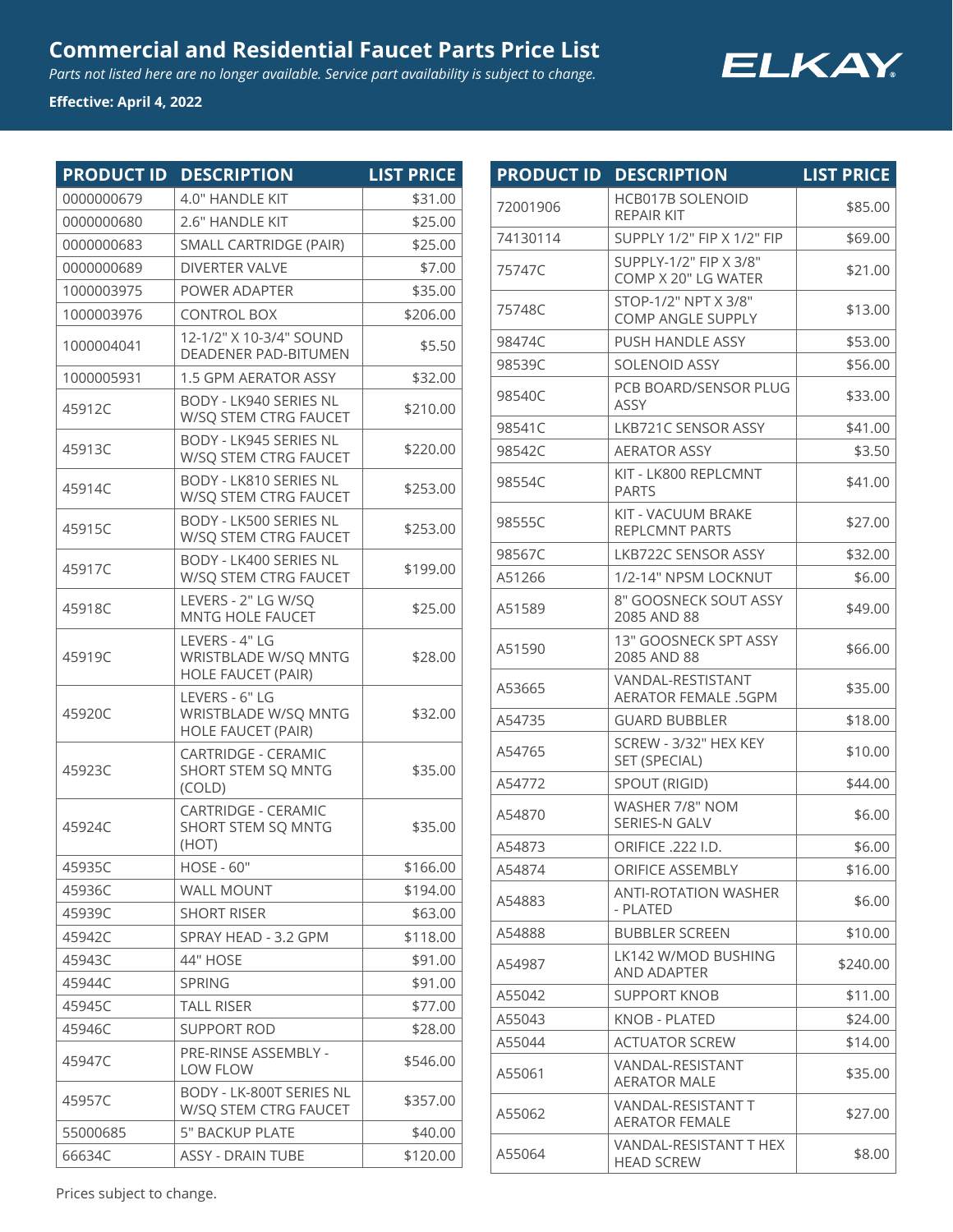# Commercial and Residential Faucet Parts Price List

*Parts not listed here are no longer available. Service part availability is subject to change.*

**Effective: April 4, 2022**

ELKAY

| PRODUCT ID | DESCRIPTION | LIST PRICE |
|---|---|---|
| 0000000679 | 4.0" HANDLE KIT | $31.00 |
| 0000000680 | 2.6" HANDLE KIT | $25.00 |
| 0000000683 | SMALL CARTRIDGE (PAIR) | $25.00 |
| 0000000689 | DIVERTER VALVE | $7.00 |
| 1000003975 | POWER ADAPTER | $35.00 |
| 1000003976 | CONTROL BOX | $206.00 |
| 1000004041 | 12-1/2" X 10-3/4" SOUND DEADENER PAD-BITUMEN | $5.50 |
| 1000005931 | 1.5 GPM AERATOR ASSY | $32.00 |
| 45912C | BODY - LK940 SERIES NL W/SQ STEM CTRG FAUCET | $210.00 |
| 45913C | BODY - LK945 SERIES NL W/SQ STEM CTRG FAUCET | $220.00 |
| 45914C | BODY - LK810 SERIES NL W/SQ STEM CTRG FAUCET | $253.00 |
| 45915C | BODY - LK500 SERIES NL W/SQ STEM CTRG FAUCET | $253.00 |
| 45917C | BODY - LK400 SERIES NL W/SQ STEM CTRG FAUCET | $199.00 |
| 45918C | LEVERS - 2" LG W/SQ MNTG HOLE FAUCET | $25.00 |
| 45919C | LEVERS - 4" LG WRISTBLADE W/SQ MNTG HOLE FAUCET (PAIR) | $28.00 |
| 45920C | LEVERS - 6" LG WRISTBLADE W/SQ MNTG HOLE FAUCET (PAIR) | $32.00 |
| 45923C | CARTRIDGE - CERAMIC SHORT STEM SQ MNTG (COLD) | $35.00 |
| 45924C | CARTRIDGE - CERAMIC SHORT STEM SQ MNTG (HOT) | $35.00 |
| 45935C | HOSE - 60" | $166.00 |
| 45936C | WALL MOUNT | $194.00 |
| 45939C | SHORT RISER | $63.00 |
| 45942C | SPRAY HEAD - 3.2 GPM | $118.00 |
| 45943C | 44" HOSE | $91.00 |
| 45944C | SPRING | $91.00 |
| 45945C | TALL RISER | $77.00 |
| 45946C | SUPPORT ROD | $28.00 |
| 45947C | PRE-RINSE ASSEMBLY - LOW FLOW | $546.00 |
| 45957C | BODY - LK-800T SERIES NL W/SQ STEM CTRG FAUCET | $357.00 |
| 55000685 | 5" BACKUP PLATE | $40.00 |
| 66634C | ASSY - DRAIN TUBE | $120.00 |
| 72001906 | HCB017B SOLENOID REPAIR KIT | $85.00 |
| 74130114 | SUPPLY 1/2" FIP X 1/2" FIP | $69.00 |
| 75747C | SUPPLY-1/2" FIP X 3/8" COMP X 20" LG WATER | $21.00 |
| 75748C | STOP-1/2" NPT X 3/8" COMP ANGLE SUPPLY | $13.00 |
| 98474C | PUSH HANDLE ASSY | $53.00 |
| 98539C | SOLENOID ASSY | $56.00 |
| 98540C | PCB BOARD/SENSOR PLUG ASSY | $33.00 |
| 98541C | LKB721C SENSOR ASSY | $41.00 |
| 98542C | AERATOR ASSY | $3.50 |
| 98554C | KIT - LK800 REPLCMNT PARTS | $41.00 |
| 98555C | KIT - VACUUM BRAKE REPLCMNT PARTS | $27.00 |
| 98567C | LKB722C SENSOR ASSY | $32.00 |
| A51266 | 1/2-14" NPSM LOCKNUT | $6.00 |
| A51589 | 8" GOOSNECK SOUT ASSY 2085 AND 88 | $49.00 |
| A51590 | 13" GOOSNECK SPT ASSY 2085 AND 88 | $66.00 |
| A53665 | VANDAL-RESTISTANT AERATOR FEMALE .5GPM | $35.00 |
| A54735 | GUARD BUBBLER | $18.00 |
| A54765 | SCREW - 3/32" HEX KEY SET (SPECIAL) | $10.00 |
| A54772 | SPOUT (RIGID) | $44.00 |
| A54870 | WASHER 7/8" NOM SERIES-N GALV | $6.00 |
| A54873 | ORIFICE .222 I.D. | $6.00 |
| A54874 | ORIFICE ASSEMBLY | $16.00 |
| A54883 | ANTI-ROTATION WASHER - PLATED | $6.00 |
| A54888 | BUBBLER SCREEN | $10.00 |
| A54987 | LK142 W/MOD BUSHING AND ADAPTER | $240.00 |
| A55042 | SUPPORT KNOB | $11.00 |
| A55043 | KNOB - PLATED | $24.00 |
| A55044 | ACTUATOR SCREW | $14.00 |
| A55061 | VANDAL-RESISTANT AERATOR MALE | $35.00 |
| A55062 | VANDAL-RESISTANT T AERATOR FEMALE | $27.00 |
| A55064 | VANDAL-RESISTANT T HEX HEAD SCREW | $8.00 |

Prices subject to change.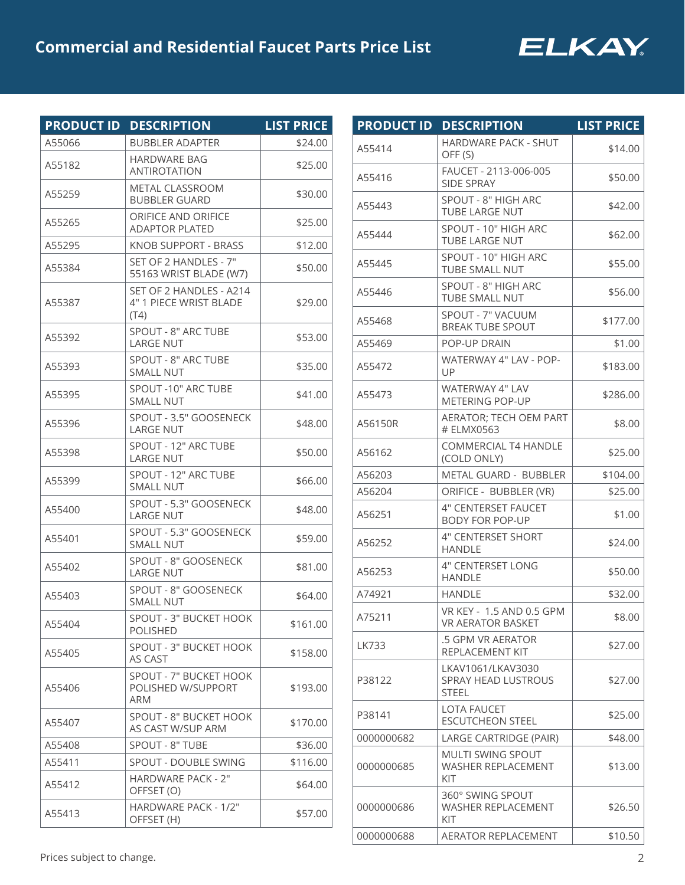# Commercial and Residential Faucet Parts Price List

| PRODUCT ID | DESCRIPTION | LIST PRICE |
|---|---|---|
| A55066 | BUBBLER ADAPTER | $24.00 |
| A55182 | HARDWARE BAG ANTIROTATION | $25.00 |
| A55259 | METAL CLASSROOM BUBBLER GUARD | $30.00 |
| A55265 | ORIFICE AND ORIFICE ADAPTOR PLATED | $25.00 |
| A55295 | KNOB SUPPORT - BRASS | $12.00 |
| A55384 | SET OF 2 HANDLES - 7" 55163 WRIST BLADE (W7) | $50.00 |
| A55387 | SET OF 2 HANDLES - A214 4" 1 PIECE WRIST BLADE (T4) | $29.00 |
| A55392 | SPOUT - 8" ARC TUBE LARGE NUT | $53.00 |
| A55393 | SPOUT - 8" ARC TUBE SMALL NUT | $35.00 |
| A55395 | SPOUT -10" ARC TUBE SMALL NUT | $41.00 |
| A55396 | SPOUT - 3.5" GOOSENECK LARGE NUT | $48.00 |
| A55398 | SPOUT - 12" ARC TUBE LARGE NUT | $50.00 |
| A55399 | SPOUT - 12" ARC TUBE SMALL NUT | $66.00 |
| A55400 | SPOUT - 5.3" GOOSENECK LARGE NUT | $48.00 |
| A55401 | SPOUT - 5.3" GOOSENECK SMALL NUT | $59.00 |
| A55402 | SPOUT - 8" GOOSENECK LARGE NUT | $81.00 |
| A55403 | SPOUT - 8" GOOSENECK SMALL NUT | $64.00 |
| A55404 | SPOUT - 3" BUCKET HOOK POLISHED | $161.00 |
| A55405 | SPOUT - 3" BUCKET HOOK AS CAST | $158.00 |
| A55406 | SPOUT - 7" BUCKET HOOK POLISHED W/SUPPORT ARM | $193.00 |
| A55407 | SPOUT - 8" BUCKET HOOK AS CAST W/SUP ARM | $170.00 |
| A55408 | SPOUT - 8" TUBE | $36.00 |
| A55411 | SPOUT - DOUBLE SWING | $116.00 |
| A55412 | HARDWARE PACK - 2" OFFSET (O) | $64.00 |
| A55413 | HARDWARE PACK - 1/2" OFFSET (H) | $57.00 |
| A55414 | HARDWARE PACK - SHUT OFF (S) | $14.00 |
| A55416 | FAUCET - 2113-006-005 SIDE SPRAY | $50.00 |
| A55443 | SPOUT - 8" HIGH ARC TUBE LARGE NUT | $42.00 |
| A55444 | SPOUT - 10" HIGH ARC TUBE LARGE NUT | $62.00 |
| A55445 | SPOUT - 10" HIGH ARC TUBE SMALL NUT | $55.00 |
| A55446 | SPOUT - 8" HIGH ARC TUBE SMALL NUT | $56.00 |
| A55468 | SPOUT - 7" VACUUM BREAK TUBE SPOUT | $177.00 |
| A55469 | POP-UP DRAIN | $1.00 |
| A55472 | WATERWAY 4" LAV - POP-UP | $183.00 |
| A55473 | WATERWAY 4" LAV METERING POP-UP | $286.00 |
| A56150R | AERATOR; TECH OEM PART # ELMX0563 | $8.00 |
| A56162 | COMMERCIAL T4 HANDLE (COLD ONLY) | $25.00 |
| A56203 | METAL GUARD - BUBBLER | $104.00 |
| A56204 | ORIFICE - BUBBLER (VR) | $25.00 |
| A56251 | 4" CENTERSET FAUCET BODY FOR POP-UP | $1.00 |
| A56252 | 4" CENTERSET SHORT HANDLE | $24.00 |
| A56253 | 4" CENTERSET LONG HANDLE | $50.00 |
| A74921 | HANDLE | $32.00 |
| A75211 | VR KEY - 1.5 AND 0.5 GPM VR AERATOR BASKET | $8.00 |
| LK733 | .5 GPM VR AERATOR REPLACEMENT KIT | $27.00 |
| P38122 | LKAV1061/LKAV3030 SPRAY HEAD LUSTROUS STEEL | $27.00 |
| P38141 | LOTA FAUCET ESCUTCHEON STEEL | $25.00 |
| 0000000682 | LARGE CARTRIDGE (PAIR) | $48.00 |
| 0000000685 | MULTI SWING SPOUT WASHER REPLACEMENT KIT | $13.00 |
| 0000000686 | 360° SWING SPOUT WASHER REPLACEMENT KIT | $26.50 |
| 0000000688 | AERATOR REPLACEMENT | $10.50 |

Prices subject to change.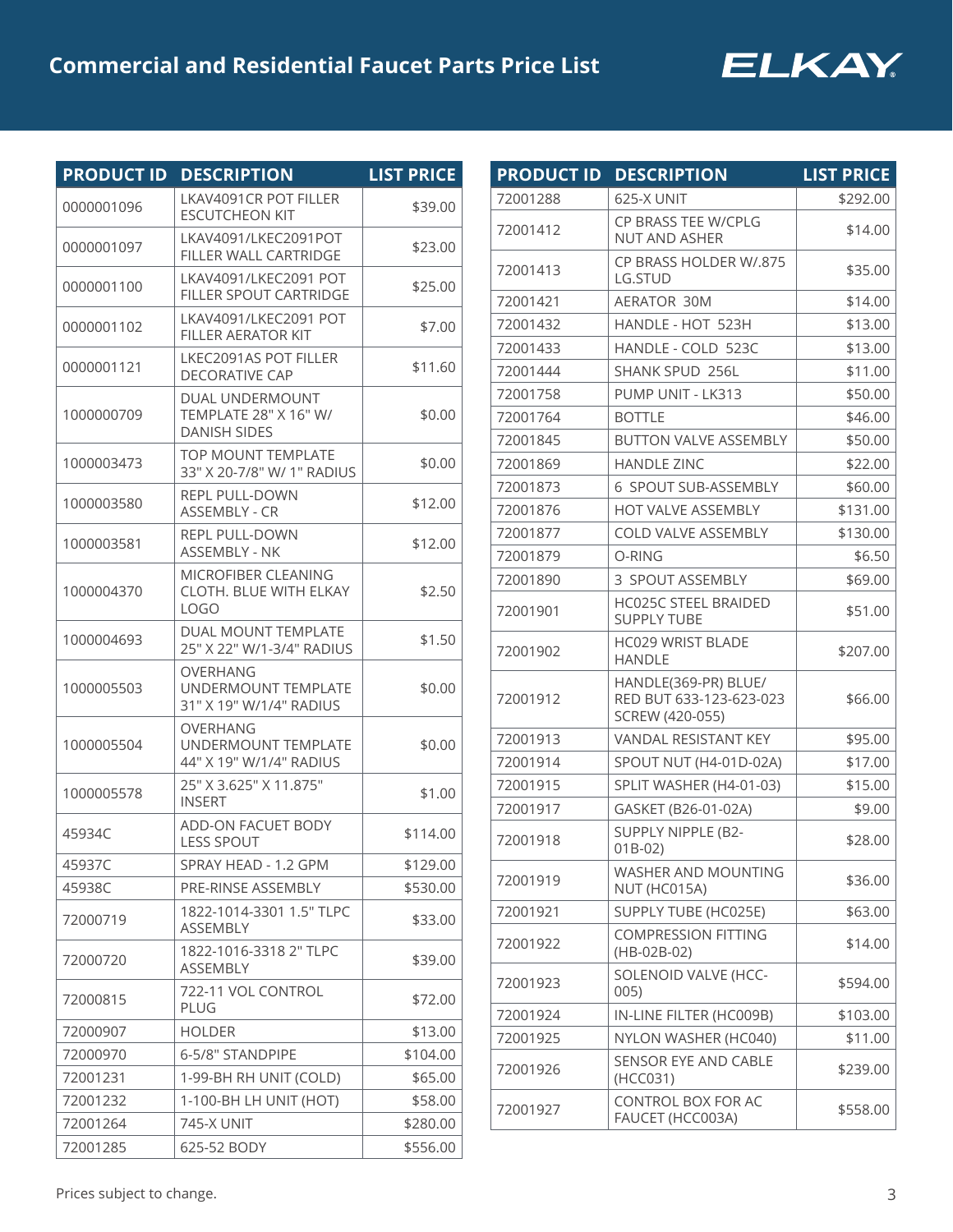# Commercial and Residential Faucet Parts Price List

| PRODUCT ID | DESCRIPTION | LIST PRICE |
|---|---|---|
| 0000001096 | LKAV4091CR POT FILLER ESCUTCHEON KIT | $39.00 |
| 0000001097 | LKAV4091/LKEC2091POT FILLER WALL CARTRIDGE | $23.00 |
| 0000001100 | LKAV4091/LKEC2091 POT FILLER SPOUT CARTRIDGE | $25.00 |
| 0000001102 | LKAV4091/LKEC2091 POT FILLER AERATOR KIT | $7.00 |
| 0000001121 | LKEC2091AS POT FILLER DECORATIVE CAP | $11.60 |
| 1000000709 | DUAL UNDERMOUNT TEMPLATE 28" X 16" W/ DANISH SIDES | $0.00 |
| 1000003473 | TOP MOUNT TEMPLATE 33" X 20-7/8" W/ 1" RADIUS | $0.00 |
| 1000003580 | REPL PULL-DOWN ASSEMBLY - CR | $12.00 |
| 1000003581 | REPL PULL-DOWN ASSEMBLY - NK | $12.00 |
| 1000004370 | MICROFIBER CLEANING CLOTH. BLUE WITH ELKAY LOGO | $2.50 |
| 1000004693 | DUAL MOUNT TEMPLATE 25" X 22" W/1-3/4" RADIUS | $1.50 |
| 1000005503 | OVERHANG UNDERMOUNT TEMPLATE 31" X 19" W/1/4" RADIUS | $0.00 |
| 1000005504 | OVERHANG UNDERMOUNT TEMPLATE 44" X 19" W/1/4" RADIUS | $0.00 |
| 1000005578 | 25" X 3.625" X 11.875" INSERT | $1.00 |
| 45934C | ADD-ON FACUET BODY LESS SPOUT | $114.00 |
| 45937C | SPRAY HEAD - 1.2 GPM | $129.00 |
| 45938C | PRE-RINSE ASSEMBLY | $530.00 |
| 72000719 | 1822-1014-3301 1.5" TLPC ASSEMBLY | $33.00 |
| 72000720 | 1822-1016-3318 2" TLPC ASSEMBLY | $39.00 |
| 72000815 | 722-11 VOL CONTROL PLUG | $72.00 |
| 72000907 | HOLDER | $13.00 |
| 72000970 | 6-5/8" STANDPIPE | $104.00 |
| 72001231 | 1-99-BH RH UNIT (COLD) | $65.00 |
| 72001232 | 1-100-BH LH UNIT (HOT) | $58.00 |
| 72001264 | 745-X UNIT | $280.00 |
| 72001285 | 625-52 BODY | $556.00 |
| 72001288 | 625-X UNIT | $292.00 |
| 72001412 | CP BRASS TEE W/CPLG NUT AND ASHER | $14.00 |
| 72001413 | CP BRASS HOLDER W/.875 LG.STUD | $35.00 |
| 72001421 | AERATOR 30M | $14.00 |
| 72001432 | HANDLE - HOT 523H | $13.00 |
| 72001433 | HANDLE - COLD 523C | $13.00 |
| 72001444 | SHANK SPUD 256L | $11.00 |
| 72001758 | PUMP UNIT - LK313 | $50.00 |
| 72001764 | BOTTLE | $46.00 |
| 72001845 | BUTTON VALVE ASSEMBLY | $50.00 |
| 72001869 | HANDLE ZINC | $22.00 |
| 72001873 | 6 SPOUT SUB-ASSEMBLY | $60.00 |
| 72001876 | HOT VALVE ASSEMBLY | $131.00 |
| 72001877 | COLD VALVE ASSEMBLY | $130.00 |
| 72001879 | O-RING | $6.50 |
| 72001890 | 3 SPOUT ASSEMBLY | $69.00 |
| 72001901 | HC025C STEEL BRAIDED SUPPLY TUBE | $51.00 |
| 72001902 | HC029 WRIST BLADE HANDLE | $207.00 |
| 72001912 | HANDLE(369-PR) BLUE/ RED BUT 633-123-623-023 SCREW (420-055) | $66.00 |
| 72001913 | VANDAL RESISTANT KEY | $95.00 |
| 72001914 | SPOUT NUT (H4-01D-02A) | $17.00 |
| 72001915 | SPLIT WASHER (H4-01-03) | $15.00 |
| 72001917 | GASKET (B26-01-02A) | $9.00 |
| 72001918 | SUPPLY NIPPLE (B2-01B-02) | $28.00 |
| 72001919 | WASHER AND MOUNTING NUT (HC015A) | $36.00 |
| 72001921 | SUPPLY TUBE (HC025E) | $63.00 |
| 72001922 | COMPRESSION FITTING (HB-02B-02) | $14.00 |
| 72001923 | SOLENOID VALVE (HCC-005) | $594.00 |
| 72001924 | IN-LINE FILTER (HC009B) | $103.00 |
| 72001925 | NYLON WASHER (HC040) | $11.00 |
| 72001926 | SENSOR EYE AND CABLE (HCC031) | $239.00 |
| 72001927 | CONTROL BOX FOR AC FAUCET (HCC003A) | $558.00 |

Prices subject to change.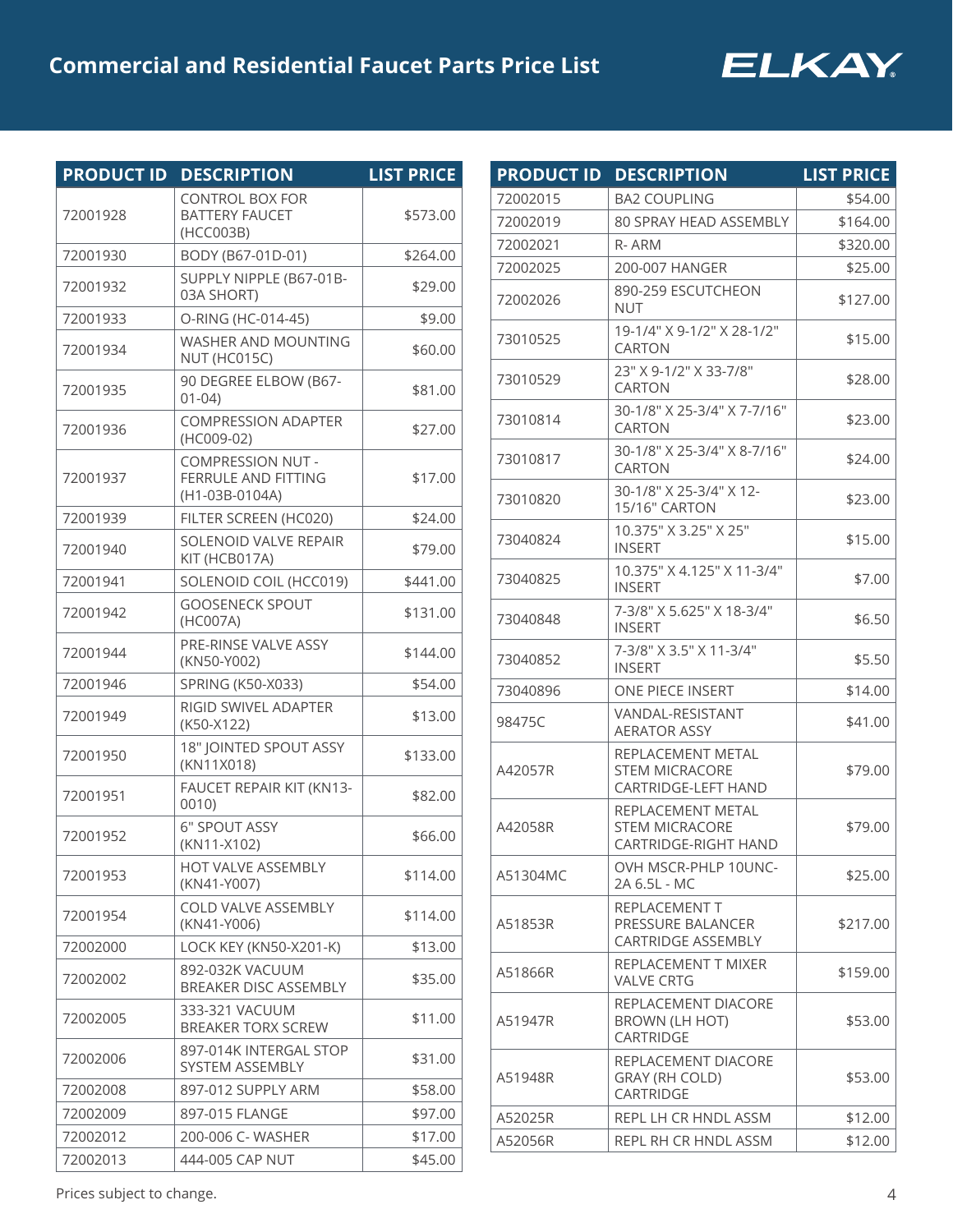# Commercial and Residential Faucet Parts Price List

| PRODUCT ID | DESCRIPTION | LIST PRICE |
|---|---|---|
| 72001928 | CONTROL BOX FOR BATTERY FAUCET (HCC003B) | $573.00 |
| 72001930 | BODY (B67-01D-01) | $264.00 |
| 72001932 | SUPPLY NIPPLE (B67-01B-03A SHORT) | $29.00 |
| 72001933 | O-RING (HC-014-45) | $9.00 |
| 72001934 | WASHER AND MOUNTING NUT (HC015C) | $60.00 |
| 72001935 | 90 DEGREE ELBOW (B67-01-04) | $81.00 |
| 72001936 | COMPRESSION ADAPTER (HC009-02) | $27.00 |
| 72001937 | COMPRESSION NUT - FERRULE AND FITTING (H1-03B-0104A) | $17.00 |
| 72001939 | FILTER SCREEN (HC020) | $24.00 |
| 72001940 | SOLENOID VALVE REPAIR KIT (HCB017A) | $79.00 |
| 72001941 | SOLENOID COIL (HCC019) | $441.00 |
| 72001942 | GOOSENECK SPOUT (HC007A) | $131.00 |
| 72001944 | PRE-RINSE VALVE ASSY (KN50-Y002) | $144.00 |
| 72001946 | SPRING (K50-X033) | $54.00 |
| 72001949 | RIGID SWIVEL ADAPTER (K50-X122) | $13.00 |
| 72001950 | 18" JOINTED SPOUT ASSY (KN11X018) | $133.00 |
| 72001951 | FAUCET REPAIR KIT (KN13-0010) | $82.00 |
| 72001952 | 6" SPOUT ASSY (KN11-X102) | $66.00 |
| 72001953 | HOT VALVE ASSEMBLY (KN41-Y007) | $114.00 |
| 72001954 | COLD VALVE ASSEMBLY (KN41-Y006) | $114.00 |
| 72002000 | LOCK KEY (KN50-X201-K) | $13.00 |
| 72002002 | 892-032K VACUUM BREAKER DISC ASSEMBLY | $35.00 |
| 72002005 | 333-321 VACUUM BREAKER TORX SCREW | $11.00 |
| 72002006 | 897-014K INTERGAL STOP SYSTEM ASSEMBLY | $31.00 |
| 72002008 | 897-012 SUPPLY ARM | $58.00 |
| 72002009 | 897-015 FLANGE | $97.00 |
| 72002012 | 200-006 C- WASHER | $17.00 |
| 72002013 | 444-005 CAP NUT | $45.00 |
| 72002015 | BA2 COUPLING | $54.00 |
| 72002019 | 80 SPRAY HEAD ASSEMBLY | $164.00 |
| 72002021 | R- ARM | $320.00 |
| 72002025 | 200-007 HANGER | $25.00 |
| 72002026 | 890-259 ESCUTCHEON NUT | $127.00 |
| 73010525 | 19-1/4" X 9-1/2" X 28-1/2" CARTON | $15.00 |
| 73010529 | 23" X 9-1/2" X 33-7/8" CARTON | $28.00 |
| 73010814 | 30-1/8" X 25-3/4" X 7-7/16" CARTON | $23.00 |
| 73010817 | 30-1/8" X 25-3/4" X 8-7/16" CARTON | $24.00 |
| 73010820 | 30-1/8" X 25-3/4" X 12-15/16" CARTON | $23.00 |
| 73040824 | 10.375" X 3.25" X 25" INSERT | $15.00 |
| 73040825 | 10.375" X 4.125" X 11-3/4" INSERT | $7.00 |
| 73040848 | 7-3/8" X 5.625" X 18-3/4" INSERT | $6.50 |
| 73040852 | 7-3/8" X 3.5" X 11-3/4" INSERT | $5.50 |
| 73040896 | ONE PIECE INSERT | $14.00 |
| 98475C | VANDAL-RESISTANT AERATOR ASSY | $41.00 |
| A42057R | REPLACEMENT METAL STEM MICRACORE CARTRIDGE-LEFT HAND | $79.00 |
| A42058R | REPLACEMENT METAL STEM MICRACORE CARTRIDGE-RIGHT HAND | $79.00 |
| A51304MC | OVH MSCR-PHLP 10UNC-2A 6.5L - MC | $25.00 |
| A51853R | REPLACEMENT T PRESSURE BALANCER CARTRIDGE ASSEMBLY | $217.00 |
| A51866R | REPLACEMENT T MIXER VALVE CRTG | $159.00 |
| A51947R | REPLACEMENT DIACORE BROWN (LH HOT) CARTRIDGE | $53.00 |
| A51948R | REPLACEMENT DIACORE GRAY (RH COLD) CARTRIDGE | $53.00 |
| A52025R | REPL LH CR HNDL ASSM | $12.00 |
| A52056R | REPL RH CR HNDL ASSM | $12.00 |

Prices subject to change.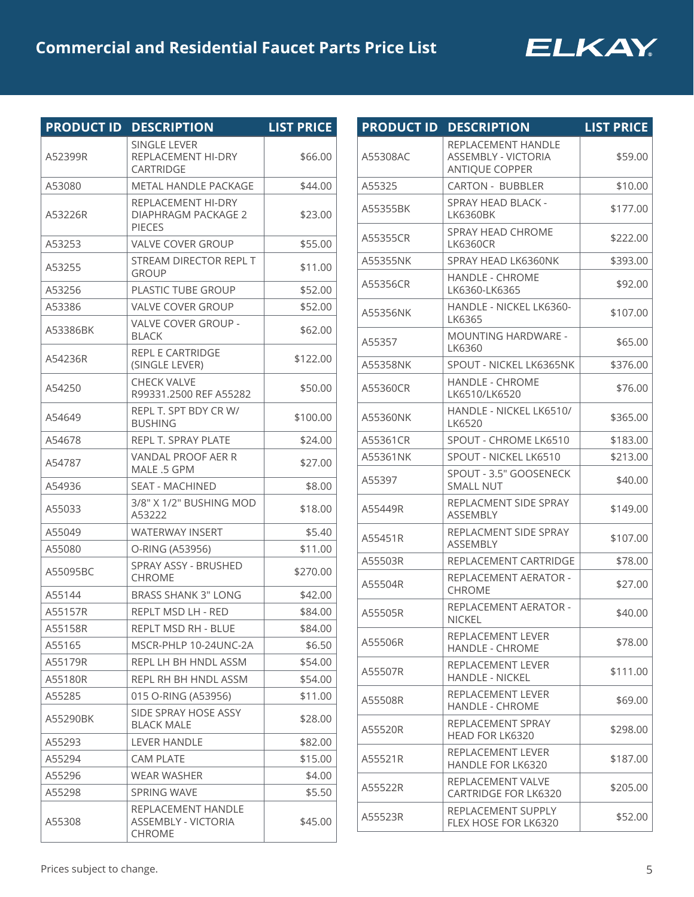# Commercial and Residential Faucet Parts Price List

| PRODUCT ID | DESCRIPTION | LIST PRICE |
|---|---|---|
| A52399R | SINGLE LEVER REPLACEMENT HI-DRY CARTRIDGE | $66.00 |
| A53080 | METAL HANDLE PACKAGE | $44.00 |
| A53226R | REPLACEMENT HI-DRY DIAPHRAGM PACKAGE 2 PIECES | $23.00 |
| A53253 | VALVE COVER GROUP | $55.00 |
| A53255 | STREAM DIRECTOR REPL T GROUP | $11.00 |
| A53256 | PLASTIC TUBE GROUP | $52.00 |
| A53386 | VALVE COVER GROUP | $52.00 |
| A53386BK | VALVE COVER GROUP - BLACK | $62.00 |
| A54236R | REPL E CARTRIDGE (SINGLE LEVER) | $122.00 |
| A54250 | CHECK VALVE R99331.2500 REF A55282 | $50.00 |
| A54649 | REPL T. SPT BDY CR W/ BUSHING | $100.00 |
| A54678 | REPL T. SPRAY PLATE | $24.00 |
| A54787 | VANDAL PROOF AER R MALE .5 GPM | $27.00 |
| A54936 | SEAT - MACHINED | $8.00 |
| A55033 | 3/8" X 1/2" BUSHING MOD A53222 | $18.00 |
| A55049 | WATERWAY INSERT | $5.40 |
| A55080 | O-RING (A53956) | $11.00 |
| A55095BC | SPRAY ASSY - BRUSHED CHROME | $270.00 |
| A55144 | BRASS SHANK 3" LONG | $42.00 |
| A55157R | REPLT MSD LH - RED | $84.00 |
| A55158R | REPLT MSD RH - BLUE | $84.00 |
| A55165 | MSCR-PHLP 10-24UNC-2A | $6.50 |
| A55179R | REPL LH BH HNDL ASSM | $54.00 |
| A55180R | REPL RH BH HNDL ASSM | $54.00 |
| A55285 | 015 O-RING (A53956) | $11.00 |
| A55290BK | SIDE SPRAY HOSE ASSY BLACK MALE | $28.00 |
| A55293 | LEVER HANDLE | $82.00 |
| A55294 | CAM PLATE | $15.00 |
| A55296 | WEAR WASHER | $4.00 |
| A55298 | SPRING WAVE | $5.50 |
| A55308 | REPLACEMENT HANDLE ASSEMBLY - VICTORIA CHROME | $45.00 |
| A55308AC | REPLACEMENT HANDLE ASSEMBLY - VICTORIA ANTIQUE COPPER | $59.00 |
| A55325 | CARTON - BUBBLER | $10.00 |
| A55355BK | SPRAY HEAD BLACK - LK6360BK | $177.00 |
| A55355CR | SPRAY HEAD CHROME LK6360CR | $222.00 |
| A55355NK | SPRAY HEAD LK6360NK | $393.00 |
| A55356CR | HANDLE - CHROME LK6360-LK6365 | $92.00 |
| A55356NK | HANDLE - NICKEL LK6360-LK6365 | $107.00 |
| A55357 | MOUNTING HARDWARE - LK6360 | $65.00 |
| A55358NK | SPOUT - NICKEL LK6365NK | $376.00 |
| A55360CR | HANDLE - CHROME LK6510/LK6520 | $76.00 |
| A55360NK | HANDLE - NICKEL LK6510/ LK6520 | $365.00 |
| A55361CR | SPOUT - CHROME LK6510 | $183.00 |
| A55361NK | SPOUT - NICKEL LK6510 | $213.00 |
| A55397 | SPOUT - 3.5" GOOSENECK SMALL NUT | $40.00 |
| A55449R | REPLACMENT SIDE SPRAY ASSEMBLY | $149.00 |
| A55451R | REPLACMENT SIDE SPRAY ASSEMBLY | $107.00 |
| A55503R | REPLACEMENT CARTRIDGE | $78.00 |
| A55504R | REPLACEMENT AERATOR - CHROME | $27.00 |
| A55505R | REPLACEMENT AERATOR - NICKEL | $40.00 |
| A55506R | REPLACEMENT LEVER HANDLE - CHROME | $78.00 |
| A55507R | REPLACEMENT LEVER HANDLE - NICKEL | $111.00 |
| A55508R | REPLACEMENT LEVER HANDLE - CHROME | $69.00 |
| A55520R | REPLACEMENT SPRAY HEAD FOR LK6320 | $298.00 |
| A55521R | REPLACEMENT LEVER HANDLE FOR LK6320 | $187.00 |
| A55522R | REPLACEMENT VALVE CARTRIDGE FOR LK6320 | $205.00 |
| A55523R | REPLACEMENT SUPPLY FLEX HOSE FOR LK6320 | $52.00 |

Prices subject to change.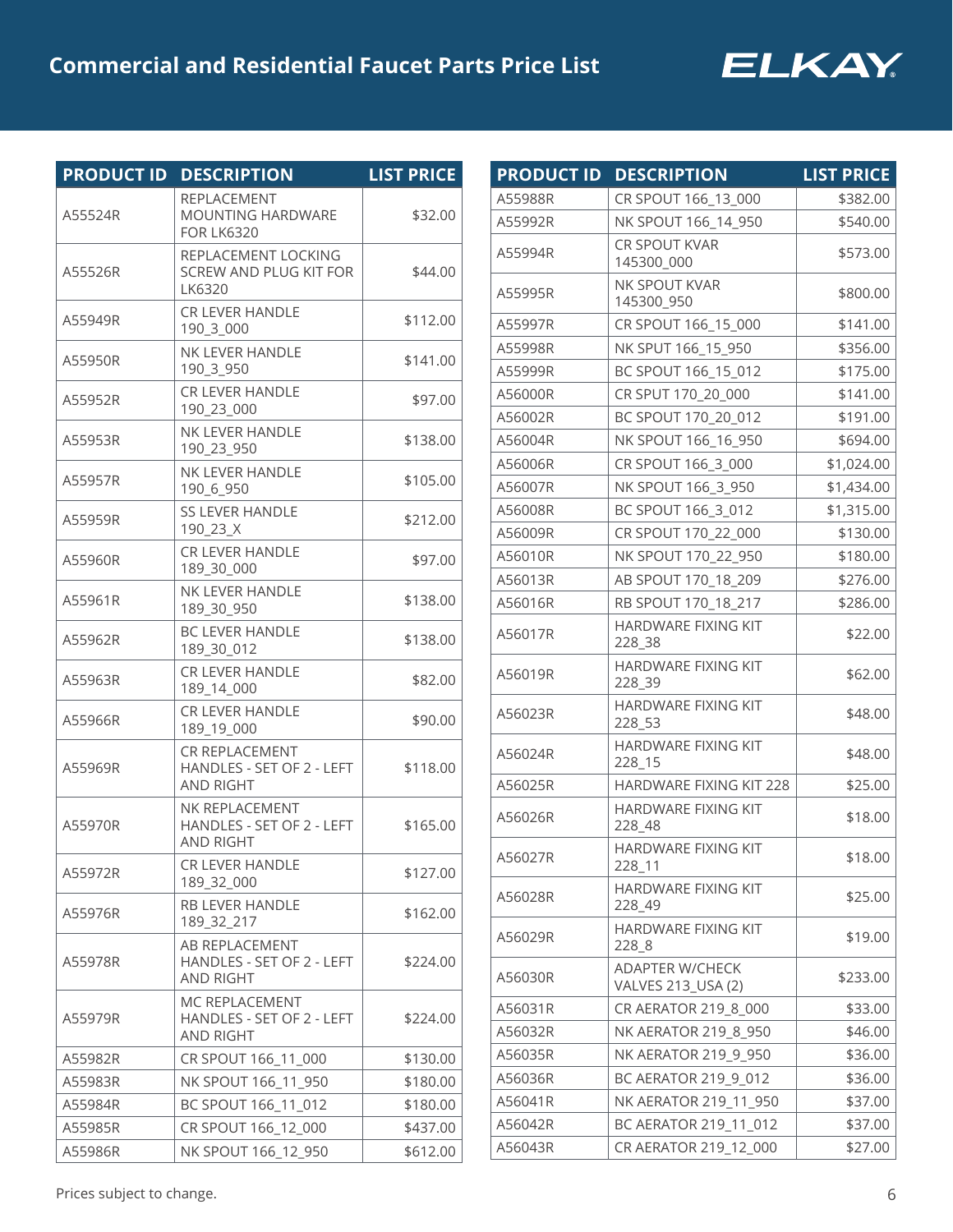# Commercial and Residential Faucet Parts Price List

| PRODUCT ID | DESCRIPTION | LIST PRICE |
|---|---|---|
| A55524R | REPLACEMENT MOUNTING HARDWARE FOR LK6320 | $32.00 |
| A55526R | REPLACEMENT LOCKING SCREW AND PLUG KIT FOR LK6320 | $44.00 |
| A55949R | CR LEVER HANDLE 190_3_000 | $112.00 |
| A55950R | NK LEVER HANDLE 190_3_950 | $141.00 |
| A55952R | CR LEVER HANDLE 190_23_000 | $97.00 |
| A55953R | NK LEVER HANDLE 190_23_950 | $138.00 |
| A55957R | NK LEVER HANDLE 190_6_950 | $105.00 |
| A55959R | SS LEVER HANDLE 190_23_X | $212.00 |
| A55960R | CR LEVER HANDLE 189_30_000 | $97.00 |
| A55961R | NK LEVER HANDLE 189_30_950 | $138.00 |
| A55962R | BC LEVER HANDLE 189_30_012 | $138.00 |
| A55963R | CR LEVER HANDLE 189_14_000 | $82.00 |
| A55966R | CR LEVER HANDLE 189_19_000 | $90.00 |
| A55969R | CR REPLACEMENT HANDLES - SET OF 2 - LEFT AND RIGHT | $118.00 |
| A55970R | NK REPLACEMENT HANDLES - SET OF 2 - LEFT AND RIGHT | $165.00 |
| A55972R | CR LEVER HANDLE 189_32_000 | $127.00 |
| A55976R | RB LEVER HANDLE 189_32_217 | $162.00 |
| A55978R | AB REPLACEMENT HANDLES - SET OF 2 - LEFT AND RIGHT | $224.00 |
| A55979R | MC REPLACEMENT HANDLES - SET OF 2 - LEFT AND RIGHT | $224.00 |
| A55982R | CR SPOUT 166_11_000 | $130.00 |
| A55983R | NK SPOUT 166_11_950 | $180.00 |
| A55984R | BC SPOUT 166_11_012 | $180.00 |
| A55985R | CR SPOUT 166_12_000 | $437.00 |
| A55986R | NK SPOUT 166_12_950 | $612.00 |
| A55988R | CR SPOUT 166_13_000 | $382.00 |
| A55992R | NK SPOUT 166_14_950 | $540.00 |
| A55994R | CR SPOUT KVAR 145300_000 | $573.00 |
| A55995R | NK SPOUT KVAR 145300_950 | $800.00 |
| A55997R | CR SPOUT 166_15_000 | $141.00 |
| A55998R | NK SPUT 166_15_950 | $356.00 |
| A55999R | BC SPOUT 166_15_012 | $175.00 |
| A56000R | CR SPUT 170_20_000 | $141.00 |
| A56002R | BC SPOUT 170_20_012 | $191.00 |
| A56004R | NK SPOUT 166_16_950 | $694.00 |
| A56006R | CR SPOUT 166_3_000 | $1,024.00 |
| A56007R | NK SPOUT 166_3_950 | $1,434.00 |
| A56008R | BC SPOUT 166_3_012 | $1,315.00 |
| A56009R | CR SPOUT 170_22_000 | $130.00 |
| A56010R | NK SPOUT 170_22_950 | $180.00 |
| A56013R | AB SPOUT 170_18_209 | $276.00 |
| A56016R | RB SPOUT 170_18_217 | $286.00 |
| A56017R | HARDWARE FIXING KIT 228_38 | $22.00 |
| A56019R | HARDWARE FIXING KIT 228_39 | $62.00 |
| A56023R | HARDWARE FIXING KIT 228_53 | $48.00 |
| A56024R | HARDWARE FIXING KIT 228_15 | $48.00 |
| A56025R | HARDWARE FIXING KIT 228 | $25.00 |
| A56026R | HARDWARE FIXING KIT 228_48 | $18.00 |
| A56027R | HARDWARE FIXING KIT 228_11 | $18.00 |
| A56028R | HARDWARE FIXING KIT 228_49 | $25.00 |
| A56029R | HARDWARE FIXING KIT 228_8 | $19.00 |
| A56030R | ADAPTER W/CHECK VALVES 213_USA (2) | $233.00 |
| A56031R | CR AERATOR 219_8_000 | $33.00 |
| A56032R | NK AERATOR 219_8_950 | $46.00 |
| A56035R | NK AERATOR 219_9_950 | $36.00 |
| A56036R | BC AERATOR 219_9_012 | $36.00 |
| A56041R | NK AERATOR 219_11_950 | $37.00 |
| A56042R | BC AERATOR 219_11_012 | $37.00 |
| A56043R | CR AERATOR 219_12_000 | $27.00 |

Prices subject to change.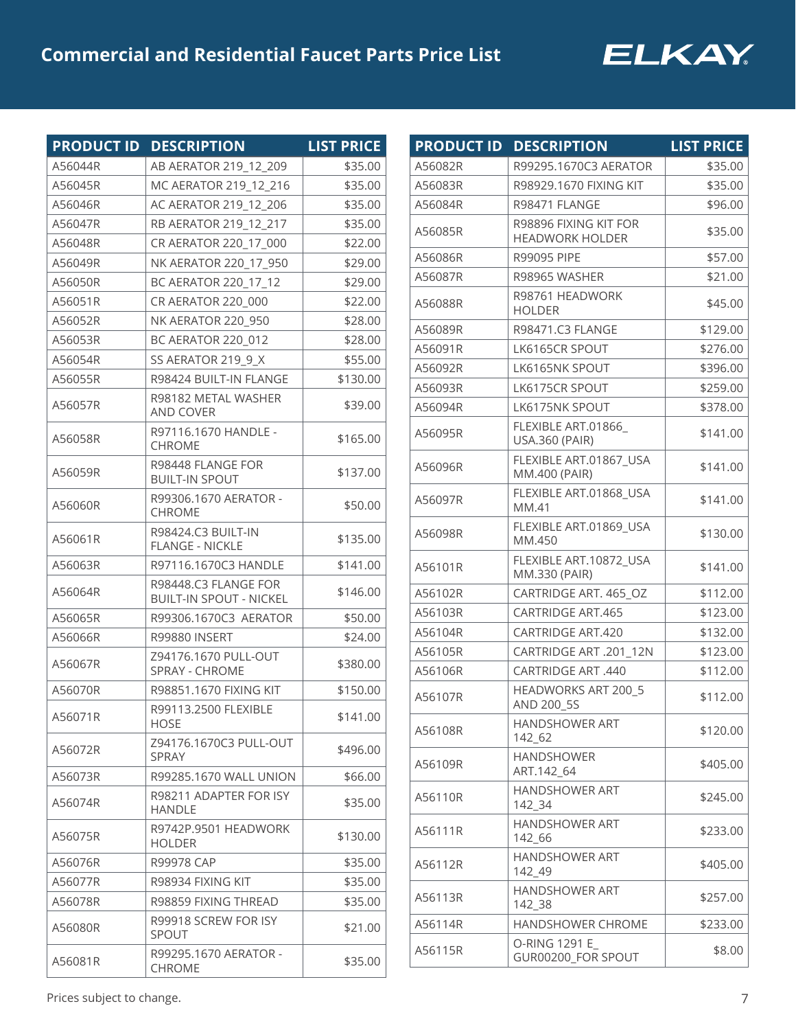# Commercial and Residential Faucet Parts Price List

| PRODUCT ID | DESCRIPTION | LIST PRICE |
|---|---|---|
| A56044R | AB AERATOR 219_12_209 | $35.00 |
| A56045R | MC AERATOR 219_12_216 | $35.00 |
| A56046R | AC AERATOR 219_12_206 | $35.00 |
| A56047R | RB AERATOR 219_12_217 | $35.00 |
| A56048R | CR AERATOR 220_17_000 | $22.00 |
| A56049R | NK AERATOR 220_17_950 | $29.00 |
| A56050R | BC AERATOR 220_17_12 | $29.00 |
| A56051R | CR AERATOR 220_000 | $22.00 |
| A56052R | NK AERATOR 220_950 | $28.00 |
| A56053R | BC AERATOR 220_012 | $28.00 |
| A56054R | SS AERATOR 219_9_X | $55.00 |
| A56055R | R98424 BUILT-IN FLANGE | $130.00 |
| A56057R | R98182 METAL WASHER AND COVER | $39.00 |
| A56058R | R97116.1670 HANDLE - CHROME | $165.00 |
| A56059R | R98448 FLANGE FOR BUILT-IN SPOUT | $137.00 |
| A56060R | R99306.1670 AERATOR - CHROME | $50.00 |
| A56061R | R98424.C3 BUILT-IN FLANGE - NICKLE | $135.00 |
| A56063R | R97116.1670C3 HANDLE | $141.00 |
| A56064R | R98448.C3 FLANGE FOR BUILT-IN SPOUT - NICKEL | $146.00 |
| A56065R | R99306.1670C3 AERATOR | $50.00 |
| A56066R | R99880 INSERT | $24.00 |
| A56067R | Z94176.1670 PULL-OUT SPRAY - CHROME | $380.00 |
| A56070R | R98851.1670 FIXING KIT | $150.00 |
| A56071R | R99113.2500 FLEXIBLE HOSE | $141.00 |
| A56072R | Z94176.1670C3 PULL-OUT SPRAY | $496.00 |
| A56073R | R99285.1670 WALL UNION | $66.00 |
| A56074R | R98211 ADAPTER FOR ISY HANDLE | $35.00 |
| A56075R | R9742P.9501 HEADWORK HOLDER | $130.00 |
| A56076R | R99978 CAP | $35.00 |
| A56077R | R98934 FIXING KIT | $35.00 |
| A56078R | R98859 FIXING THREAD | $35.00 |
| A56080R | R99918 SCREW FOR ISY SPOUT | $21.00 |
| A56081R | R99295.1670 AERATOR - CHROME | $35.00 |
| A56082R | R99295.1670C3 AERATOR | $35.00 |
| A56083R | R98929.1670 FIXING KIT | $35.00 |
| A56084R | R98471 FLANGE | $96.00 |
| A56085R | R98896 FIXING KIT FOR HEADWORK HOLDER | $35.00 |
| A56086R | R99095 PIPE | $57.00 |
| A56087R | R98965 WASHER | $21.00 |
| A56088R | R98761 HEADWORK HOLDER | $45.00 |
| A56089R | R98471.C3 FLANGE | $129.00 |
| A56091R | LK6165CR SPOUT | $276.00 |
| A56092R | LK6165NK SPOUT | $396.00 |
| A56093R | LK6175CR SPOUT | $259.00 |
| A56094R | LK6175NK SPOUT | $378.00 |
| A56095R | FLEXIBLE ART.01866_ USA.360 (PAIR) | $141.00 |
| A56096R | FLEXIBLE ART.01867_USA MM.400 (PAIR) | $141.00 |
| A56097R | FLEXIBLE ART.01868_USA MM.41 | $141.00 |
| A56098R | FLEXIBLE ART.01869_USA MM.450 | $130.00 |
| A56101R | FLEXIBLE ART.10872_USA MM.330 (PAIR) | $141.00 |
| A56102R | CARTRIDGE ART. 465_OZ | $112.00 |
| A56103R | CARTRIDGE ART.465 | $123.00 |
| A56104R | CARTRIDGE ART.420 | $132.00 |
| A56105R | CARTRIDGE ART .201_12N | $123.00 |
| A56106R | CARTRIDGE ART .440 | $112.00 |
| A56107R | HEADWORKS ART 200_5 AND 200_5S | $112.00 |
| A56108R | HANDSHOWER ART 142_62 | $120.00 |
| A56109R | HANDSHOWER ART.142_64 | $405.00 |
| A56110R | HANDSHOWER ART 142_34 | $245.00 |
| A56111R | HANDSHOWER ART 142_66 | $233.00 |
| A56112R | HANDSHOWER ART 142_49 | $405.00 |
| A56113R | HANDSHOWER ART 142_38 | $257.00 |
| A56114R | HANDSHOWER CHROME | $233.00 |
| A56115R | O-RING 1291 E_ GUR00200_FOR SPOUT | $8.00 |

Prices subject to change.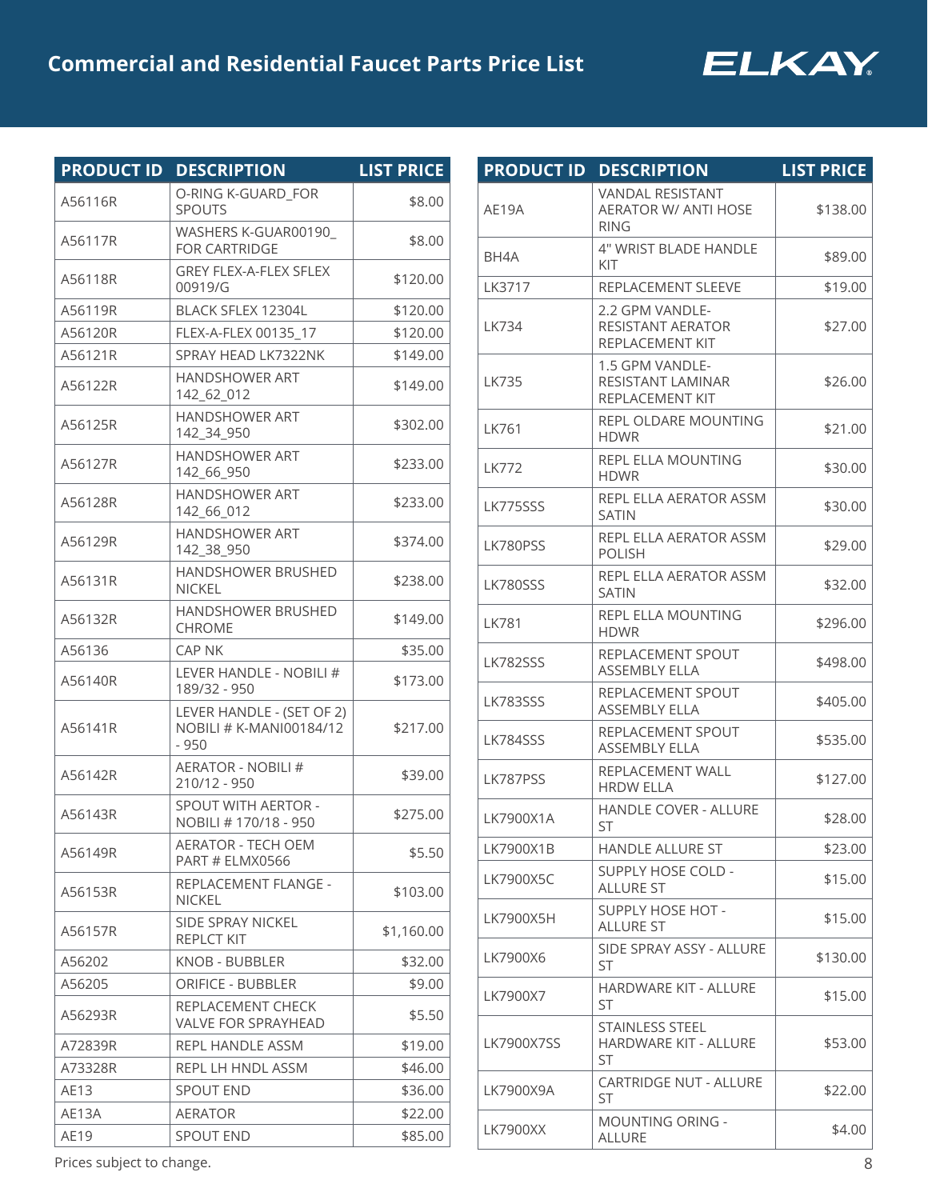# Commercial and Residential Faucet Parts Price List

| PRODUCT ID | DESCRIPTION | LIST PRICE |
|---|---|---|
| A56116R | O-RING K-GUARD_FOR SPOUTS | $8.00 |
| A56117R | WASHERS K-GUAR00190_ FOR CARTRIDGE | $8.00 |
| A56118R | GREY FLEX-A-FLEX SFLEX 00919/G | $120.00 |
| A56119R | BLACK SFLEX 12304L | $120.00 |
| A56120R | FLEX-A-FLEX 00135_17 | $120.00 |
| A56121R | SPRAY HEAD LK7322NK | $149.00 |
| A56122R | HANDSHOWER ART 142_62_012 | $149.00 |
| A56125R | HANDSHOWER ART 142_34_950 | $302.00 |
| A56127R | HANDSHOWER ART 142_66_950 | $233.00 |
| A56128R | HANDSHOWER ART 142_66_012 | $233.00 |
| A56129R | HANDSHOWER ART 142_38_950 | $374.00 |
| A56131R | HANDSHOWER BRUSHED NICKEL | $238.00 |
| A56132R | HANDSHOWER BRUSHED CHROME | $149.00 |
| A56136 | CAP NK | $35.00 |
| A56140R | LEVER HANDLE - NOBILI # 189/32 - 950 | $173.00 |
| A56141R | LEVER HANDLE - (SET OF 2) NOBILI # K-MANI00184/12 - 950 | $217.00 |
| A56142R | AERATOR - NOBILI # 210/12 - 950 | $39.00 |
| A56143R | SPOUT WITH AERTOR - NOBILI # 170/18 - 950 | $275.00 |
| A56149R | AERATOR - TECH OEM PART # ELMX0566 | $5.50 |
| A56153R | REPLACEMENT FLANGE - NICKEL | $103.00 |
| A56157R | SIDE SPRAY NICKEL REPLCT KIT | $1,160.00 |
| A56202 | KNOB - BUBBLER | $32.00 |
| A56205 | ORIFICE - BUBBLER | $9.00 |
| A56293R | REPLACEMENT CHECK VALVE FOR SPRAYHEAD | $5.50 |
| A72839R | REPL HANDLE ASSM | $19.00 |
| A73328R | REPL LH HNDL ASSM | $46.00 |
| AE13 | SPOUT END | $36.00 |
| AE13A | AERATOR | $22.00 |
| AE19 | SPOUT END | $85.00 |
| AE19A | VANDAL RESISTANT AERATOR W/ ANTI HOSE RING | $138.00 |
| BH4A | 4" WRIST BLADE HANDLE KIT | $89.00 |
| LK3717 | REPLACEMENT SLEEVE | $19.00 |
| LK734 | 2.2 GPM VANDLE-RESISTANT AERATOR REPLACEMENT KIT | $27.00 |
| LK735 | 1.5 GPM VANDLE-RESISTANT LAMINAR REPLACEMENT KIT | $26.00 |
| LK761 | REPL OLDARE MOUNTING HDWR | $21.00 |
| LK772 | REPL ELLA MOUNTING HDWR | $30.00 |
| LK775SSS | REPL ELLA AERATOR ASSM SATIN | $30.00 |
| LK780PSS | REPL ELLA AERATOR ASSM POLISH | $29.00 |
| LK780SSS | REPL ELLA AERATOR ASSM SATIN | $32.00 |
| LK781 | REPL ELLA MOUNTING HDWR | $296.00 |
| LK782SSS | REPLACEMENT SPOUT ASSEMBLY ELLA | $498.00 |
| LK783SSS | REPLACEMENT SPOUT ASSEMBLY ELLA | $405.00 |
| LK784SSS | REPLACEMENT SPOUT ASSEMBLY ELLA | $535.00 |
| LK787PSS | REPLACEMENT WALL HRDW ELLA | $127.00 |
| LK7900X1A | HANDLE COVER - ALLURE ST | $28.00 |
| LK7900X1B | HANDLE ALLURE ST | $23.00 |
| LK7900X5C | SUPPLY HOSE COLD - ALLURE ST | $15.00 |
| LK7900X5H | SUPPLY HOSE HOT - ALLURE ST | $15.00 |
| LK7900X6 | SIDE SPRAY ASSY - ALLURE ST | $130.00 |
| LK7900X7 | HARDWARE KIT - ALLURE ST | $15.00 |
| LK7900X7SS | STAINLESS STEEL HARDWARE KIT - ALLURE ST | $53.00 |
| LK7900X9A | CARTRIDGE NUT - ALLURE ST | $22.00 |
| LK7900XX | MOUNTING ORING - ALLURE | $4.00 |

Prices subject to change.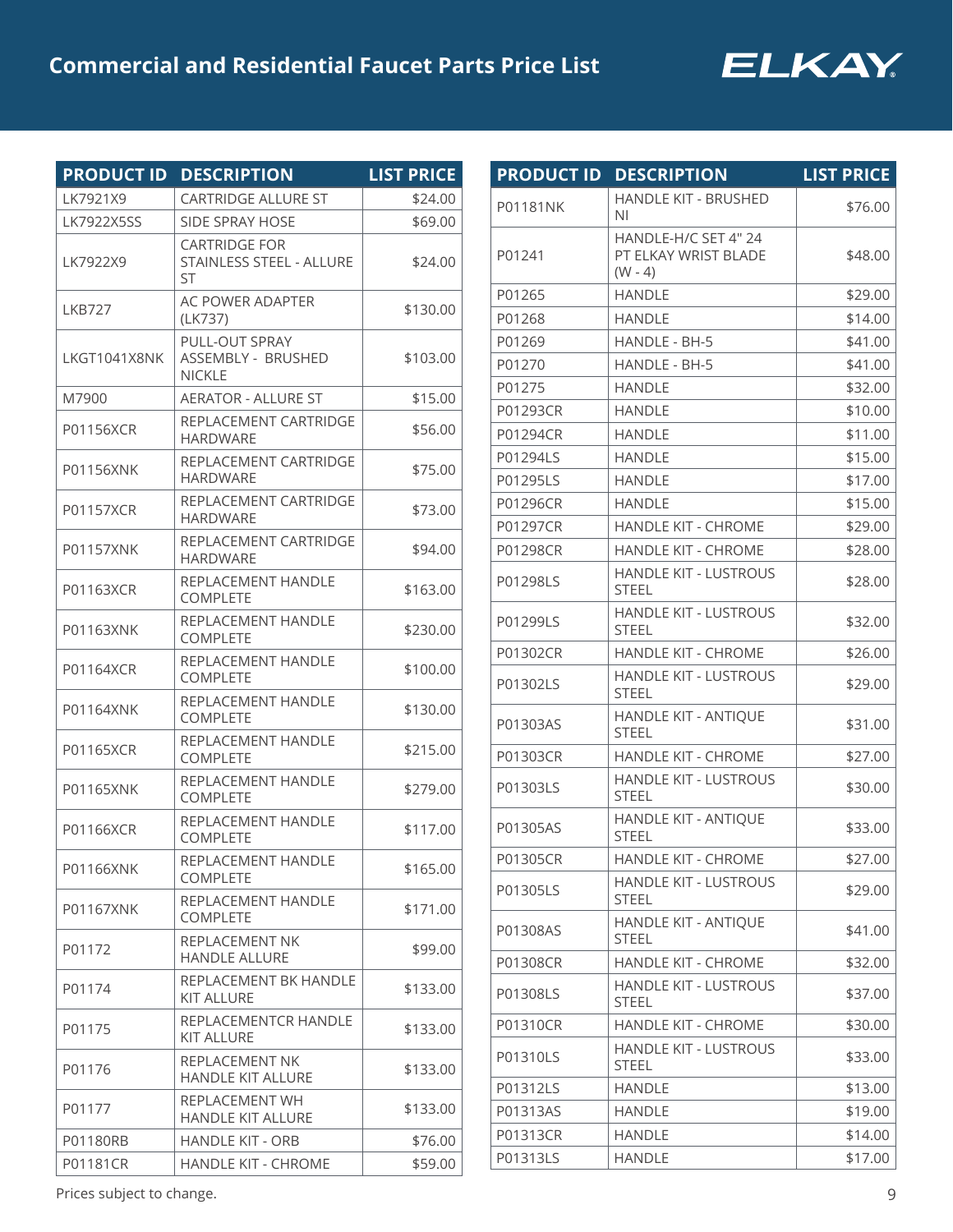# Commercial and Residential Faucet Parts Price List

| PRODUCT ID | DESCRIPTION | LIST PRICE |
|---|---|---|
| LK7921X9 | CARTRIDGE ALLURE ST | $24.00 |
| LK7922X5SS | SIDE SPRAY HOSE | $69.00 |
| LK7922X9 | CARTRIDGE FOR STAINLESS STEEL - ALLURE ST | $24.00 |
| LKB727 | AC POWER ADAPTER (LK737) | $130.00 |
| LKGT1041X8NK | PULL-OUT SPRAY ASSEMBLY - BRUSHED NICKLE | $103.00 |
| M7900 | AERATOR - ALLURE ST | $15.00 |
| P01156XCR | REPLACEMENT CARTRIDGE HARDWARE | $56.00 |
| P01156XNK | REPLACEMENT CARTRIDGE HARDWARE | $75.00 |
| P01157XCR | REPLACEMENT CARTRIDGE HARDWARE | $73.00 |
| P01157XNK | REPLACEMENT CARTRIDGE HARDWARE | $94.00 |
| P01163XCR | REPLACEMENT HANDLE COMPLETE | $163.00 |
| P01163XNK | REPLACEMENT HANDLE COMPLETE | $230.00 |
| P01164XCR | REPLACEMENT HANDLE COMPLETE | $100.00 |
| P01164XNK | REPLACEMENT HANDLE COMPLETE | $130.00 |
| P01165XCR | REPLACEMENT HANDLE COMPLETE | $215.00 |
| P01165XNK | REPLACEMENT HANDLE COMPLETE | $279.00 |
| P01166XCR | REPLACEMENT HANDLE COMPLETE | $117.00 |
| P01166XNK | REPLACEMENT HANDLE COMPLETE | $165.00 |
| P01167XNK | REPLACEMENT HANDLE COMPLETE | $171.00 |
| P01172 | REPLACEMENT NK HANDLE ALLURE | $99.00 |
| P01174 | REPLACEMENT BK HANDLE KIT ALLURE | $133.00 |
| P01175 | REPLACEMENTCR HANDLE KIT ALLURE | $133.00 |
| P01176 | REPLACEMENT NK HANDLE KIT ALLURE | $133.00 |
| P01177 | REPLACEMENT WH HANDLE KIT ALLURE | $133.00 |
| P01180RB | HANDLE KIT - ORB | $76.00 |
| P01181CR | HANDLE KIT - CHROME | $59.00 |
| P01181NK | HANDLE KIT - BRUSHED NI | $76.00 |
| P01241 | HANDLE-H/C SET 4" 24 PT ELKAY WRIST BLADE (W - 4) | $48.00 |
| P01265 | HANDLE | $29.00 |
| P01268 | HANDLE | $14.00 |
| P01269 | HANDLE - BH-5 | $41.00 |
| P01270 | HANDLE - BH-5 | $41.00 |
| P01275 | HANDLE | $32.00 |
| P01293CR | HANDLE | $10.00 |
| P01294CR | HANDLE | $11.00 |
| P01294LS | HANDLE | $15.00 |
| P01295LS | HANDLE | $17.00 |
| P01296CR | HANDLE | $15.00 |
| P01297CR | HANDLE KIT - CHROME | $29.00 |
| P01298CR | HANDLE KIT - CHROME | $28.00 |
| P01298LS | HANDLE KIT - LUSTROUS STEEL | $28.00 |
| P01299LS | HANDLE KIT - LUSTROUS STEEL | $32.00 |
| P01302CR | HANDLE KIT - CHROME | $26.00 |
| P01302LS | HANDLE KIT - LUSTROUS STEEL | $29.00 |
| P01303AS | HANDLE KIT - ANTIQUE STEEL | $31.00 |
| P01303CR | HANDLE KIT - CHROME | $27.00 |
| P01303LS | HANDLE KIT - LUSTROUS STEEL | $30.00 |
| P01305AS | HANDLE KIT - ANTIQUE STEEL | $33.00 |
| P01305CR | HANDLE KIT - CHROME | $27.00 |
| P01305LS | HANDLE KIT - LUSTROUS STEEL | $29.00 |
| P01308AS | HANDLE KIT - ANTIQUE STEEL | $41.00 |
| P01308CR | HANDLE KIT - CHROME | $32.00 |
| P01308LS | HANDLE KIT - LUSTROUS STEEL | $37.00 |
| P01310CR | HANDLE KIT - CHROME | $30.00 |
| P01310LS | HANDLE KIT - LUSTROUS STEEL | $33.00 |
| P01312LS | HANDLE | $13.00 |
| P01313AS | HANDLE | $19.00 |
| P01313CR | HANDLE | $14.00 |
| P01313LS | HANDLE | $17.00 |

Prices subject to change.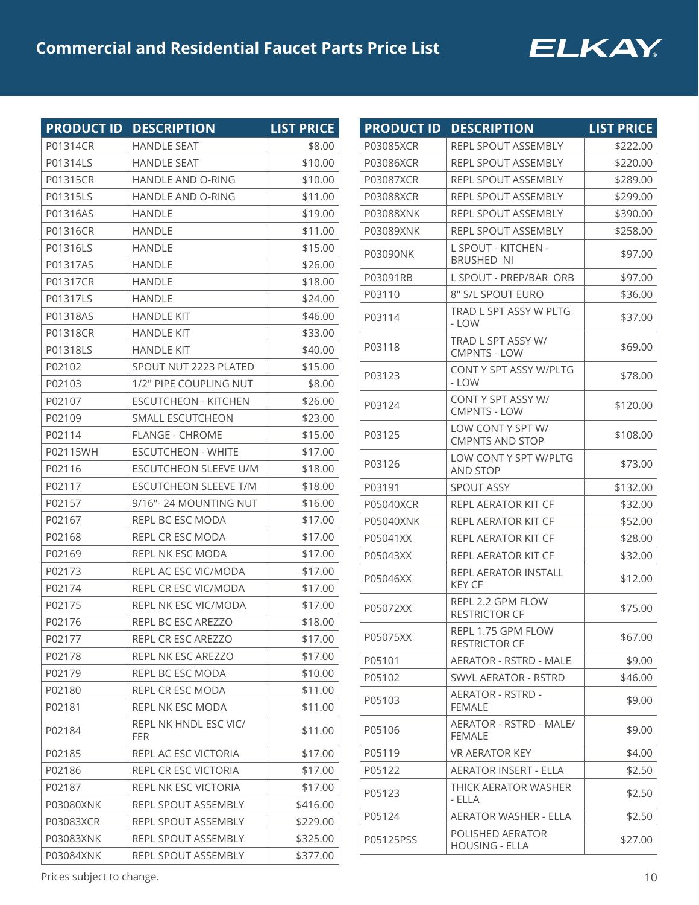# Commercial and Residential Faucet Parts Price List

| PRODUCT ID | DESCRIPTION | LIST PRICE |
|---|---|---|
| P01314CR | HANDLE SEAT | $8.00 |
| P01314LS | HANDLE SEAT | $10.00 |
| P01315CR | HANDLE AND O-RING | $10.00 |
| P01315LS | HANDLE AND O-RING | $11.00 |
| P01316AS | HANDLE | $19.00 |
| P01316CR | HANDLE | $11.00 |
| P01316LS | HANDLE | $15.00 |
| P01317AS | HANDLE | $26.00 |
| P01317CR | HANDLE | $18.00 |
| P01317LS | HANDLE | $24.00 |
| P01318AS | HANDLE KIT | $46.00 |
| P01318CR | HANDLE KIT | $33.00 |
| P01318LS | HANDLE KIT | $40.00 |
| P02102 | SPOUT NUT 2223 PLATED | $15.00 |
| P02103 | 1/2" PIPE COUPLING NUT | $8.00 |
| P02107 | ESCUTCHEON - KITCHEN | $26.00 |
| P02109 | SMALL ESCUTCHEON | $23.00 |
| P02114 | FLANGE - CHROME | $15.00 |
| P02115WH | ESCUTCHEON - WHITE | $17.00 |
| P02116 | ESCUTCHEON SLEEVE U/M | $18.00 |
| P02117 | ESCUTCHEON SLEEVE T/M | $18.00 |
| P02157 | 9/16"- 24 MOUNTING NUT | $16.00 |
| P02167 | REPL BC ESC MODA | $17.00 |
| P02168 | REPL CR ESC MODA | $17.00 |
| P02169 | REPL NK ESC MODA | $17.00 |
| P02173 | REPL AC ESC VIC/MODA | $17.00 |
| P02174 | REPL CR ESC VIC/MODA | $17.00 |
| P02175 | REPL NK ESC VIC/MODA | $17.00 |
| P02176 | REPL BC ESC AREZZO | $18.00 |
| P02177 | REPL CR ESC AREZZO | $17.00 |
| P02178 | REPL NK ESC AREZZO | $17.00 |
| P02179 | REPL BC ESC MODA | $10.00 |
| P02180 | REPL CR ESC MODA | $11.00 |
| P02181 | REPL NK ESC MODA | $11.00 |
| P02184 | REPL NK HNDL ESC VIC/ FER | $11.00 |
| P02185 | REPL AC ESC VICTORIA | $17.00 |
| P02186 | REPL CR ESC VICTORIA | $17.00 |
| P02187 | REPL NK ESC VICTORIA | $17.00 |
| P03080XNK | REPL SPOUT ASSEMBLY | $416.00 |
| P03083XCR | REPL SPOUT ASSEMBLY | $229.00 |
| P03083XNK | REPL SPOUT ASSEMBLY | $325.00 |
| P03084XNK | REPL SPOUT ASSEMBLY | $377.00 |
| P03085XCR | REPL SPOUT ASSEMBLY | $222.00 |
| P03086XCR | REPL SPOUT ASSEMBLY | $220.00 |
| P03087XCR | REPL SPOUT ASSEMBLY | $289.00 |
| P03088XCR | REPL SPOUT ASSEMBLY | $299.00 |
| P03088XNK | REPL SPOUT ASSEMBLY | $390.00 |
| P03089XNK | REPL SPOUT ASSEMBLY | $258.00 |
| P03090NK | L SPOUT - KITCHEN - BRUSHED NI | $97.00 |
| P03091RB | L SPOUT - PREP/BAR ORB | $97.00 |
| P03110 | 8" S/L SPOUT EURO | $36.00 |
| P03114 | TRAD L SPT ASSY W PLTG - LOW | $37.00 |
| P03118 | TRAD L SPT ASSY W/ CMPNTS - LOW | $69.00 |
| P03123 | CONT Y SPT ASSY W/PLTG - LOW | $78.00 |
| P03124 | CONT Y SPT ASSY W/ CMPNTS - LOW | $120.00 |
| P03125 | LOW CONT Y SPT W/ CMPNTS AND STOP | $108.00 |
| P03126 | LOW CONT Y SPT W/PLTG AND STOP | $73.00 |
| P03191 | SPOUT ASSY | $132.00 |
| P05040XCR | REPL AERATOR KIT CF | $32.00 |
| P05040XNK | REPL AERATOR KIT CF | $52.00 |
| P05041XX | REPL AERATOR KIT CF | $28.00 |
| P05043XX | REPL AERATOR KIT CF | $32.00 |
| P05046XX | REPL AERATOR INSTALL KEY CF | $12.00 |
| P05072XX | REPL 2.2 GPM FLOW RESTRICTOR CF | $75.00 |
| P05075XX | REPL 1.75 GPM FLOW RESTRICTOR CF | $67.00 |
| P05101 | AERATOR - RSTRD - MALE | $9.00 |
| P05102 | SWVL AERATOR - RSTRD | $46.00 |
| P05103 | AERATOR - RSTRD - FEMALE | $9.00 |
| P05106 | AERATOR - RSTRD - MALE/ FEMALE | $9.00 |
| P05119 | VR AERATOR KEY | $4.00 |
| P05122 | AERATOR INSERT - ELLA | $2.50 |
| P05123 | THICK AERATOR WASHER - ELLA | $2.50 |
| P05124 | AERATOR WASHER - ELLA | $2.50 |
| P05125PSS | POLISHED AERATOR HOUSING - ELLA | $27.00 |

Prices subject to change.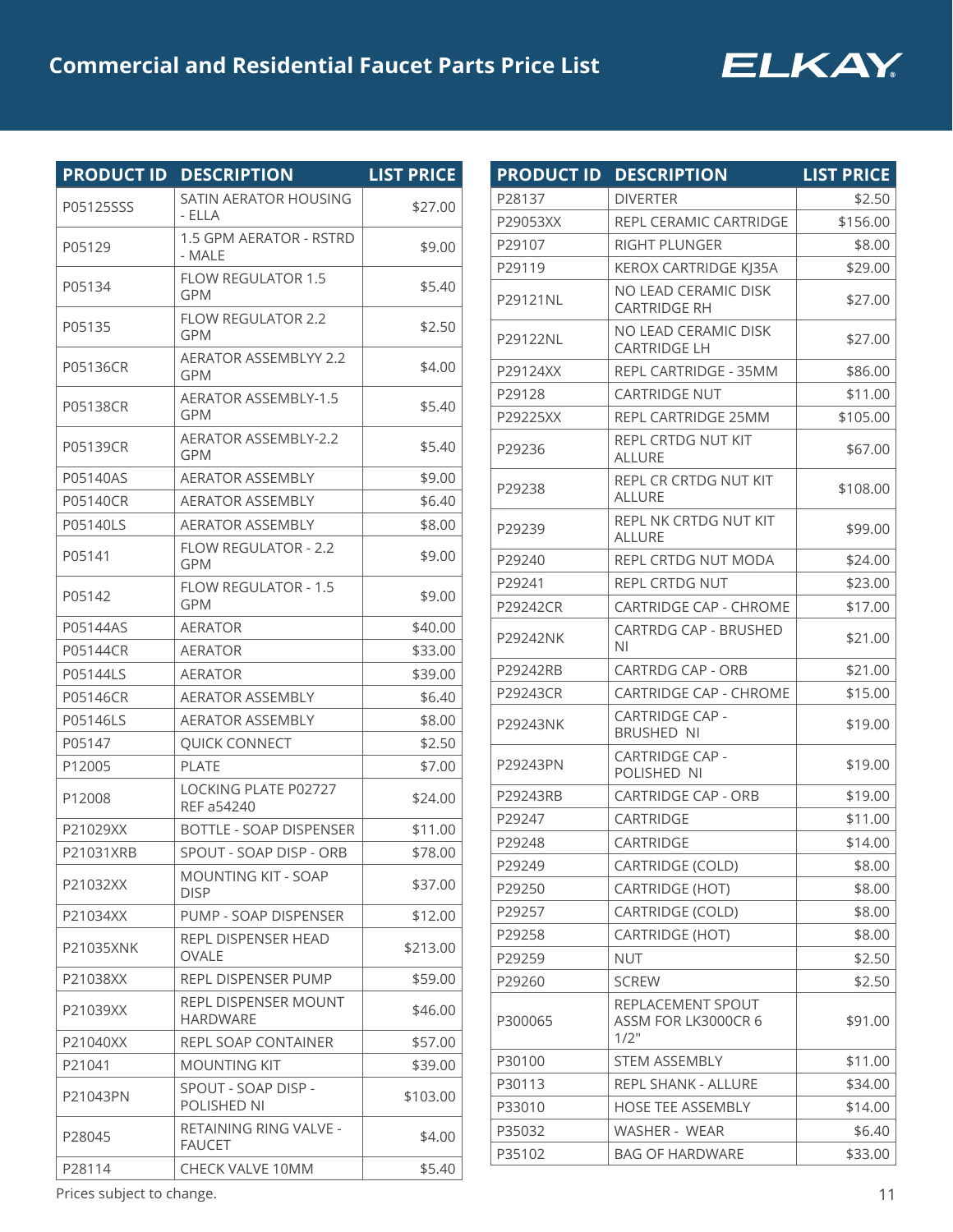# Commercial and Residential Faucet Parts Price List

| PRODUCT ID | DESCRIPTION | LIST PRICE |
|---|---|---|
| P05125SSS | SATIN AERATOR HOUSING - ELLA | $27.00 |
| P05129 | 1.5 GPM AERATOR - RSTRD - MALE | $9.00 |
| P05134 | FLOW REGULATOR 1.5 GPM | $5.40 |
| P05135 | FLOW REGULATOR 2.2 GPM | $2.50 |
| P05136CR | AERATOR ASSEMBLYY 2.2 GPM | $4.00 |
| P05138CR | AERATOR ASSEMBLY-1.5 GPM | $5.40 |
| P05139CR | AERATOR ASSEMBLY-2.2 GPM | $5.40 |
| P05140AS | AERATOR ASSEMBLY | $9.00 |
| P05140CR | AERATOR ASSEMBLY | $6.40 |
| P05140LS | AERATOR ASSEMBLY | $8.00 |
| P05141 | FLOW REGULATOR - 2.2 GPM | $9.00 |
| P05142 | FLOW REGULATOR - 1.5 GPM | $9.00 |
| P05144AS | AERATOR | $40.00 |
| P05144CR | AERATOR | $33.00 |
| P05144LS | AERATOR | $39.00 |
| P05146CR | AERATOR ASSEMBLY | $6.40 |
| P05146LS | AERATOR ASSEMBLY | $8.00 |
| P05147 | QUICK CONNECT | $2.50 |
| P12005 | PLATE | $7.00 |
| P12008 | LOCKING PLATE P02727 REF a54240 | $24.00 |
| P21029XX | BOTTLE - SOAP DISPENSER | $11.00 |
| P21031XRB | SPOUT - SOAP DISP - ORB | $78.00 |
| P21032XX | MOUNTING KIT - SOAP DISP | $37.00 |
| P21034XX | PUMP - SOAP DISPENSER | $12.00 |
| P21035XNK | REPL DISPENSER HEAD OVALE | $213.00 |
| P21038XX | REPL DISPENSER PUMP | $59.00 |
| P21039XX | REPL DISPENSER MOUNT HARDWARE | $46.00 |
| P21040XX | REPL SOAP CONTAINER | $57.00 |
| P21041 | MOUNTING KIT | $39.00 |
| P21043PN | SPOUT - SOAP DISP - POLISHED NI | $103.00 |
| P28045 | RETAINING RING VALVE - FAUCET | $4.00 |
| P28114 | CHECK VALVE 10MM | $5.40 |
| P28137 | DIVERTER | $2.50 |
| P29053XX | REPL CERAMIC CARTRIDGE | $156.00 |
| P29107 | RIGHT PLUNGER | $8.00 |
| P29119 | KEROX CARTRIDGE KJ35A | $29.00 |
| P29121NL | NO LEAD CERAMIC DISK CARTRIDGE RH | $27.00 |
| P29122NL | NO LEAD CERAMIC DISK CARTRIDGE LH | $27.00 |
| P29124XX | REPL CARTRIDGE - 35MM | $86.00 |
| P29128 | CARTRIDGE NUT | $11.00 |
| P29225XX | REPL CARTRIDGE 25MM | $105.00 |
| P29236 | REPL CRTDG NUT KIT ALLURE | $67.00 |
| P29238 | REPL CR CRTDG NUT KIT ALLURE | $108.00 |
| P29239 | REPL NK CRTDG NUT KIT ALLURE | $99.00 |
| P29240 | REPL CRTDG NUT MODA | $24.00 |
| P29241 | REPL CRTDG NUT | $23.00 |
| P29242CR | CARTRIDGE CAP - CHROME | $17.00 |
| P29242NK | CARTRDG CAP - BRUSHED NI | $21.00 |
| P29242RB | CARTRDG CAP - ORB | $21.00 |
| P29243CR | CARTRIDGE CAP - CHROME | $15.00 |
| P29243NK | CARTRIDGE CAP - BRUSHED NI | $19.00 |
| P29243PN | CARTRIDGE CAP - POLISHED NI | $19.00 |
| P29243RB | CARTRIDGE CAP - ORB | $19.00 |
| P29247 | CARTRIDGE | $11.00 |
| P29248 | CARTRIDGE | $14.00 |
| P29249 | CARTRIDGE (COLD) | $8.00 |
| P29250 | CARTRIDGE (HOT) | $8.00 |
| P29257 | CARTRIDGE (COLD) | $8.00 |
| P29258 | CARTRIDGE (HOT) | $8.00 |
| P29259 | NUT | $2.50 |
| P29260 | SCREW | $2.50 |
| P300065 | REPLACEMENT SPOUT ASSM FOR LK3000CR 6 1/2" | $91.00 |
| P30100 | STEM ASSEMBLY | $11.00 |
| P30113 | REPL SHANK - ALLURE | $34.00 |
| P33010 | HOSE TEE ASSEMBLY | $14.00 |
| P35032 | WASHER - WEAR | $6.40 |
| P35102 | BAG OF HARDWARE | $33.00 |

Prices subject to change.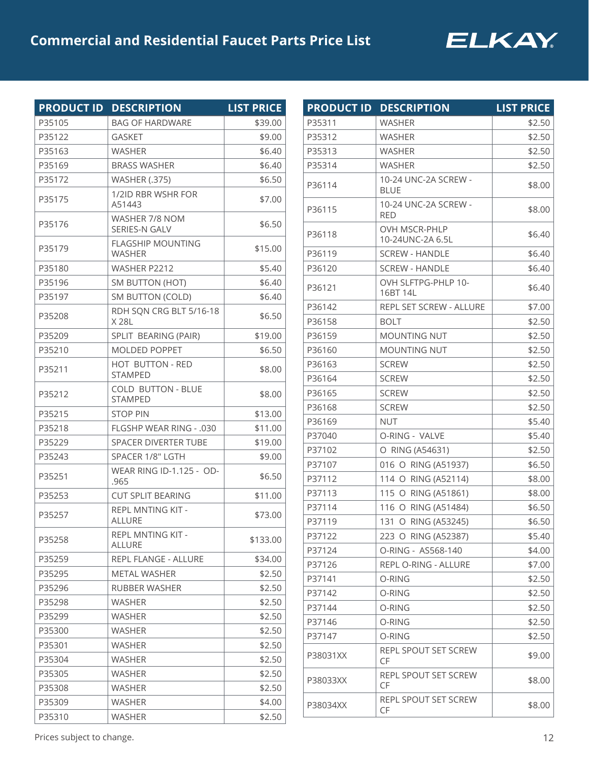# Commercial and Residential Faucet Parts Price List

| PRODUCT ID | DESCRIPTION | LIST PRICE |
|---|---|---|
| P35105 | BAG OF HARDWARE | $39.00 |
| P35122 | GASKET | $9.00 |
| P35163 | WASHER | $6.40 |
| P35169 | BRASS WASHER | $6.40 |
| P35172 | WASHER (.375) | $6.50 |
| P35175 | 1/2ID RBR WSHR FOR A51443 | $7.00 |
| P35176 | WASHER 7/8 NOM SERIES-N GALV | $6.50 |
| P35179 | FLAGSHIP MOUNTING WASHER | $15.00 |
| P35180 | WASHER P2212 | $5.40 |
| P35196 | SM BUTTON (HOT) | $6.40 |
| P35197 | SM BUTTON (COLD) | $6.40 |
| P35208 | RDH SQN CRG BLT 5/16-18 X 28L | $6.50 |
| P35209 | SPLIT BEARING (PAIR) | $19.00 |
| P35210 | MOLDED POPPET | $6.50 |
| P35211 | HOT BUTTON - RED STAMPED | $8.00 |
| P35212 | COLD BUTTON - BLUE STAMPED | $8.00 |
| P35215 | STOP PIN | $13.00 |
| P35218 | FLGSHP WEAR RING - .030 | $11.00 |
| P35229 | SPACER DIVERTER TUBE | $19.00 |
| P35243 | SPACER 1/8" LGTH | $9.00 |
| P35251 | WEAR RING ID-1.125 - OD-.965 | $6.50 |
| P35253 | CUT SPLIT BEARING | $11.00 |
| P35257 | REPL MNTING KIT - ALLURE | $73.00 |
| P35258 | REPL MNTING KIT - ALLURE | $133.00 |
| P35259 | REPL FLANGE - ALLURE | $34.00 |
| P35295 | METAL WASHER | $2.50 |
| P35296 | RUBBER WASHER | $2.50 |
| P35298 | WASHER | $2.50 |
| P35299 | WASHER | $2.50 |
| P35300 | WASHER | $2.50 |
| P35301 | WASHER | $2.50 |
| P35304 | WASHER | $2.50 |
| P35305 | WASHER | $2.50 |
| P35308 | WASHER | $2.50 |
| P35309 | WASHER | $4.00 |
| P35310 | WASHER | $2.50 |
| P35311 | WASHER | $2.50 |
| P35312 | WASHER | $2.50 |
| P35313 | WASHER | $2.50 |
| P35314 | WASHER | $2.50 |
| P36114 | 10-24 UNC-2A SCREW - BLUE | $8.00 |
| P36115 | 10-24 UNC-2A SCREW - RED | $8.00 |
| P36118 | OVH MSCR-PHLP 10-24UNC-2A 6.5L | $6.40 |
| P36119 | SCREW - HANDLE | $6.40 |
| P36120 | SCREW - HANDLE | $6.40 |
| P36121 | OVH SLFTPG-PHLP 10-16BT 14L | $6.40 |
| P36142 | REPL SET SCREW - ALLURE | $7.00 |
| P36158 | BOLT | $2.50 |
| P36159 | MOUNTING NUT | $2.50 |
| P36160 | MOUNTING NUT | $2.50 |
| P36163 | SCREW | $2.50 |
| P36164 | SCREW | $2.50 |
| P36165 | SCREW | $2.50 |
| P36168 | SCREW | $2.50 |
| P36169 | NUT | $5.40 |
| P37040 | O-RING - VALVE | $5.40 |
| P37102 | O RING (A54631) | $2.50 |
| P37107 | 016 O RING (A51937) | $6.50 |
| P37112 | 114 O RING (A52114) | $8.00 |
| P37113 | 115 O RING (A51861) | $8.00 |
| P37114 | 116 O RING (A51484) | $6.50 |
| P37119 | 131 O RING (A53245) | $6.50 |
| P37122 | 223 O RING (A52387) | $5.40 |
| P37124 | O-RING - AS568-140 | $4.00 |
| P37126 | REPL O-RING - ALLURE | $7.00 |
| P37141 | O-RING | $2.50 |
| P37142 | O-RING | $2.50 |
| P37144 | O-RING | $2.50 |
| P37146 | O-RING | $2.50 |
| P37147 | O-RING | $2.50 |
| P38031XX | REPL SPOUT SET SCREW CF | $9.00 |
| P38033XX | REPL SPOUT SET SCREW CF | $8.00 |
| P38034XX | REPL SPOUT SET SCREW CF | $8.00 |

Prices subject to change.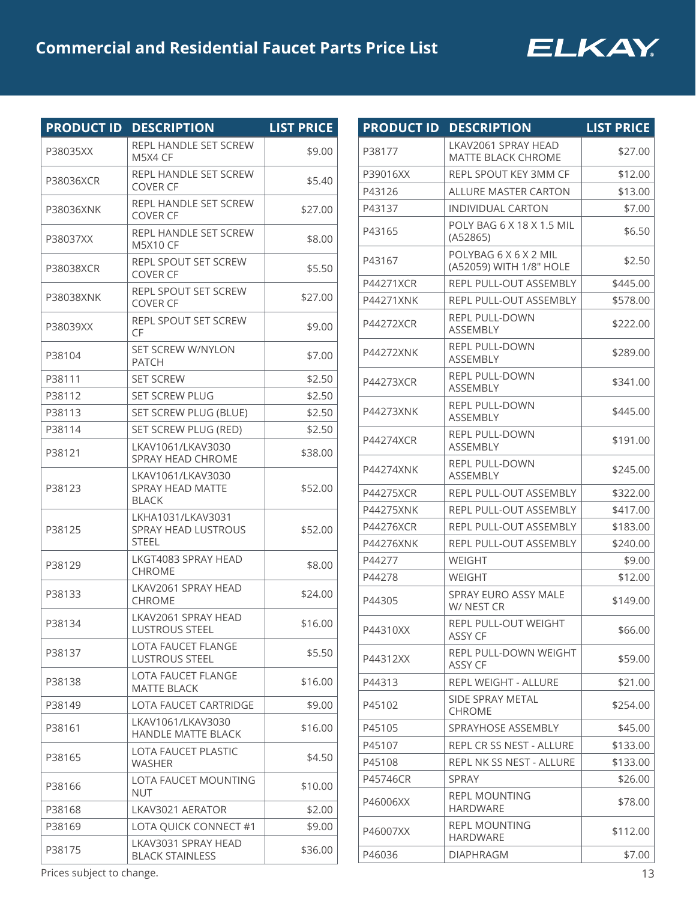# Commercial and Residential Faucet Parts Price List

| PRODUCT ID | DESCRIPTION | LIST PRICE |
|---|---|---|
| P38035XX | REPL HANDLE SET SCREW M5X4 CF | $9.00 |
| P38036XCR | REPL HANDLE SET SCREW COVER CF | $5.40 |
| P38036XNK | REPL HANDLE SET SCREW COVER CF | $27.00 |
| P38037XX | REPL HANDLE SET SCREW M5X10 CF | $8.00 |
| P38038XCR | REPL SPOUT SET SCREW COVER CF | $5.50 |
| P38038XNK | REPL SPOUT SET SCREW COVER CF | $27.00 |
| P38039XX | REPL SPOUT SET SCREW CF | $9.00 |
| P38104 | SET SCREW W/NYLON PATCH | $7.00 |
| P38111 | SET SCREW | $2.50 |
| P38112 | SET SCREW PLUG | $2.50 |
| P38113 | SET SCREW PLUG (BLUE) | $2.50 |
| P38114 | SET SCREW PLUG (RED) | $2.50 |
| P38121 | LKAV1061/LKAV3030 SPRAY HEAD CHROME | $38.00 |
| P38123 | LKAV1061/LKAV3030 SPRAY HEAD MATTE BLACK | $52.00 |
| P38125 | LKHA1031/LKAV3031 SPRAY HEAD LUSTROUS STEEL | $52.00 |
| P38129 | LKGT4083 SPRAY HEAD CHROME | $8.00 |
| P38133 | LKAV2061 SPRAY HEAD CHROME | $24.00 |
| P38134 | LKAV2061 SPRAY HEAD LUSTROUS STEEL | $16.00 |
| P38137 | LOTA FAUCET FLANGE LUSTROUS STEEL | $5.50 |
| P38138 | LOTA FAUCET FLANGE MATTE BLACK | $16.00 |
| P38149 | LOTA FAUCET CARTRIDGE | $9.00 |
| P38161 | LKAV1061/LKAV3030 HANDLE MATTE BLACK | $16.00 |
| P38165 | LOTA FAUCET PLASTIC WASHER | $4.50 |
| P38166 | LOTA FAUCET MOUNTING NUT | $10.00 |
| P38168 | LKAV3021 AERATOR | $2.00 |
| P38169 | LOTA QUICK CONNECT #1 | $9.00 |
| P38175 | LKAV3031 SPRAY HEAD BLACK STAINLESS | $36.00 |
| P38177 | LKAV2061 SPRAY HEAD MATTE BLACK CHROME | $27.00 |
| P39016XX | REPL SPOUT KEY 3MM CF | $12.00 |
| P43126 | ALLURE MASTER CARTON | $13.00 |
| P43137 | INDIVIDUAL CARTON | $7.00 |
| P43165 | POLY BAG 6 X 18 X 1.5 MIL (A52865) | $6.50 |
| P43167 | POLYBAG 6 X 6 X 2 MIL (A52059) WITH 1/8" HOLE | $2.50 |
| P44271XCR | REPL PULL-OUT ASSEMBLY | $445.00 |
| P44271XNK | REPL PULL-OUT ASSEMBLY | $578.00 |
| P44272XCR | REPL PULL-DOWN ASSEMBLY | $222.00 |
| P44272XNK | REPL PULL-DOWN ASSEMBLY | $289.00 |
| P44273XCR | REPL PULL-DOWN ASSEMBLY | $341.00 |
| P44273XNK | REPL PULL-DOWN ASSEMBLY | $445.00 |
| P44274XCR | REPL PULL-DOWN ASSEMBLY | $191.00 |
| P44274XNK | REPL PULL-DOWN ASSEMBLY | $245.00 |
| P44275XCR | REPL PULL-OUT ASSEMBLY | $322.00 |
| P44275XNK | REPL PULL-OUT ASSEMBLY | $417.00 |
| P44276XCR | REPL PULL-OUT ASSEMBLY | $183.00 |
| P44276XNK | REPL PULL-OUT ASSEMBLY | $240.00 |
| P44277 | WEIGHT | $9.00 |
| P44278 | WEIGHT | $12.00 |
| P44305 | SPRAY EURO ASSY MALE W/ NEST CR | $149.00 |
| P44310XX | REPL PULL-OUT WEIGHT ASSY CF | $66.00 |
| P44312XX | REPL PULL-DOWN WEIGHT ASSY CF | $59.00 |
| P44313 | REPL WEIGHT - ALLURE | $21.00 |
| P45102 | SIDE SPRAY METAL CHROME | $254.00 |
| P45105 | SPRAYHOSE ASSEMBLY | $45.00 |
| P45107 | REPL CR SS NEST - ALLURE | $133.00 |
| P45108 | REPL NK SS NEST - ALLURE | $133.00 |
| P45746CR | SPRAY | $26.00 |
| P46006XX | REPL MOUNTING HARDWARE | $78.00 |
| P46007XX | REPL MOUNTING HARDWARE | $112.00 |
| P46036 | DIAPHRAGM | $7.00 |

Prices subject to change.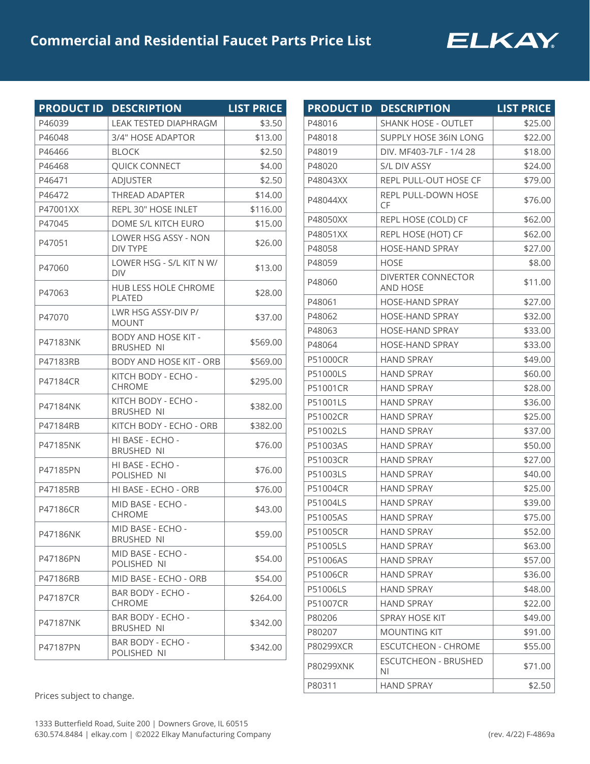# Commercial and Residential Faucet Parts Price List

ELKAY

| PRODUCT ID | DESCRIPTION | LIST PRICE |
|---|---|---|
| P46039 | LEAK TESTED DIAPHRAGM | $3.50 |
| P46048 | 3/4" HOSE ADAPTOR | $13.00 |
| P46466 | BLOCK | $2.50 |
| P46468 | QUICK CONNECT | $4.00 |
| P46471 | ADJUSTER | $2.50 |
| P46472 | THREAD ADAPTER | $14.00 |
| P47001XX | REPL 30" HOSE INLET | $116.00 |
| P47045 | DOME S/L KITCH EURO | $15.00 |
| P47051 | LOWER HSG ASSY - NON DIV TYPE | $26.00 |
| P47060 | LOWER HSG - S/L KIT N W/ DIV | $13.00 |
| P47063 | HUB LESS HOLE CHROME PLATED | $28.00 |
| P47070 | LWR HSG ASSY-DIV P/ MOUNT | $37.00 |
| P47183NK | BODY AND HOSE KIT - BRUSHED NI | $569.00 |
| P47183RB | BODY AND HOSE KIT - ORB | $569.00 |
| P47184CR | KITCH BODY - ECHO - CHROME | $295.00 |
| P47184NK | KITCH BODY - ECHO - BRUSHED NI | $382.00 |
| P47184RB | KITCH BODY - ECHO - ORB | $382.00 |
| P47185NK | HI BASE - ECHO - BRUSHED NI | $76.00 |
| P47185PN | HI BASE - ECHO - POLISHED NI | $76.00 |
| P47185RB | HI BASE - ECHO - ORB | $76.00 |
| P47186CR | MID BASE - ECHO - CHROME | $43.00 |
| P47186NK | MID BASE - ECHO - BRUSHED NI | $59.00 |
| P47186PN | MID BASE - ECHO - POLISHED NI | $54.00 |
| P47186RB | MID BASE - ECHO - ORB | $54.00 |
| P47187CR | BAR BODY - ECHO - CHROME | $264.00 |
| P47187NK | BAR BODY - ECHO - BRUSHED NI | $342.00 |
| P47187PN | BAR BODY - ECHO - POLISHED NI | $342.00 |

| PRODUCT ID | DESCRIPTION | LIST PRICE |
|---|---|---|
| P48016 | SHANK HOSE - OUTLET | $25.00 |
| P48018 | SUPPLY HOSE 36IN LONG | $22.00 |
| P48019 | DIV. MF403-7LF - 1/4 28 | $18.00 |
| P48020 | S/L DIV ASSY | $24.00 |
| P48043XX | REPL PULL-OUT HOSE CF | $79.00 |
| P48044XX | REPL PULL-DOWN HOSE CF | $76.00 |
| P48050XX | REPL HOSE (COLD) CF | $62.00 |
| P48051XX | REPL HOSE (HOT) CF | $62.00 |
| P48058 | HOSE-HAND SPRAY | $27.00 |
| P48059 | HOSE | $8.00 |
| P48060 | DIVERTER CONNECTOR AND HOSE | $11.00 |
| P48061 | HOSE-HAND SPRAY | $27.00 |
| P48062 | HOSE-HAND SPRAY | $32.00 |
| P48063 | HOSE-HAND SPRAY | $33.00 |
| P48064 | HOSE-HAND SPRAY | $33.00 |
| P51000CR | HAND SPRAY | $49.00 |
| P51000LS | HAND SPRAY | $60.00 |
| P51001CR | HAND SPRAY | $28.00 |
| P51001LS | HAND SPRAY | $36.00 |
| P51002CR | HAND SPRAY | $25.00 |
| P51002LS | HAND SPRAY | $37.00 |
| P51003AS | HAND SPRAY | $50.00 |
| P51003CR | HAND SPRAY | $27.00 |
| P51003LS | HAND SPRAY | $40.00 |
| P51004CR | HAND SPRAY | $25.00 |
| P51004LS | HAND SPRAY | $39.00 |
| P51005AS | HAND SPRAY | $75.00 |
| P51005CR | HAND SPRAY | $52.00 |
| P51005LS | HAND SPRAY | $63.00 |
| P51006AS | HAND SPRAY | $57.00 |
| P51006CR | HAND SPRAY | $36.00 |
| P51006LS | HAND SPRAY | $48.00 |
| P51007CR | HAND SPRAY | $22.00 |
| P80206 | SPRAY HOSE KIT | $49.00 |
| P80207 | MOUNTING KIT | $91.00 |
| P80299XCR | ESCUTCHEON - CHROME | $55.00 |
| P80299XNK | ESCUTCHEON - BRUSHED NI | $71.00 |
| P80311 | HAND SPRAY | $2.50 |

Prices subject to change.

1333 Butterfield Road, Suite 200 | Downers Grove, IL 60515
630.574.8484 | elkay.com | ©2022 Elkay Manufacturing Company

(rev. 4/22) F-4869a